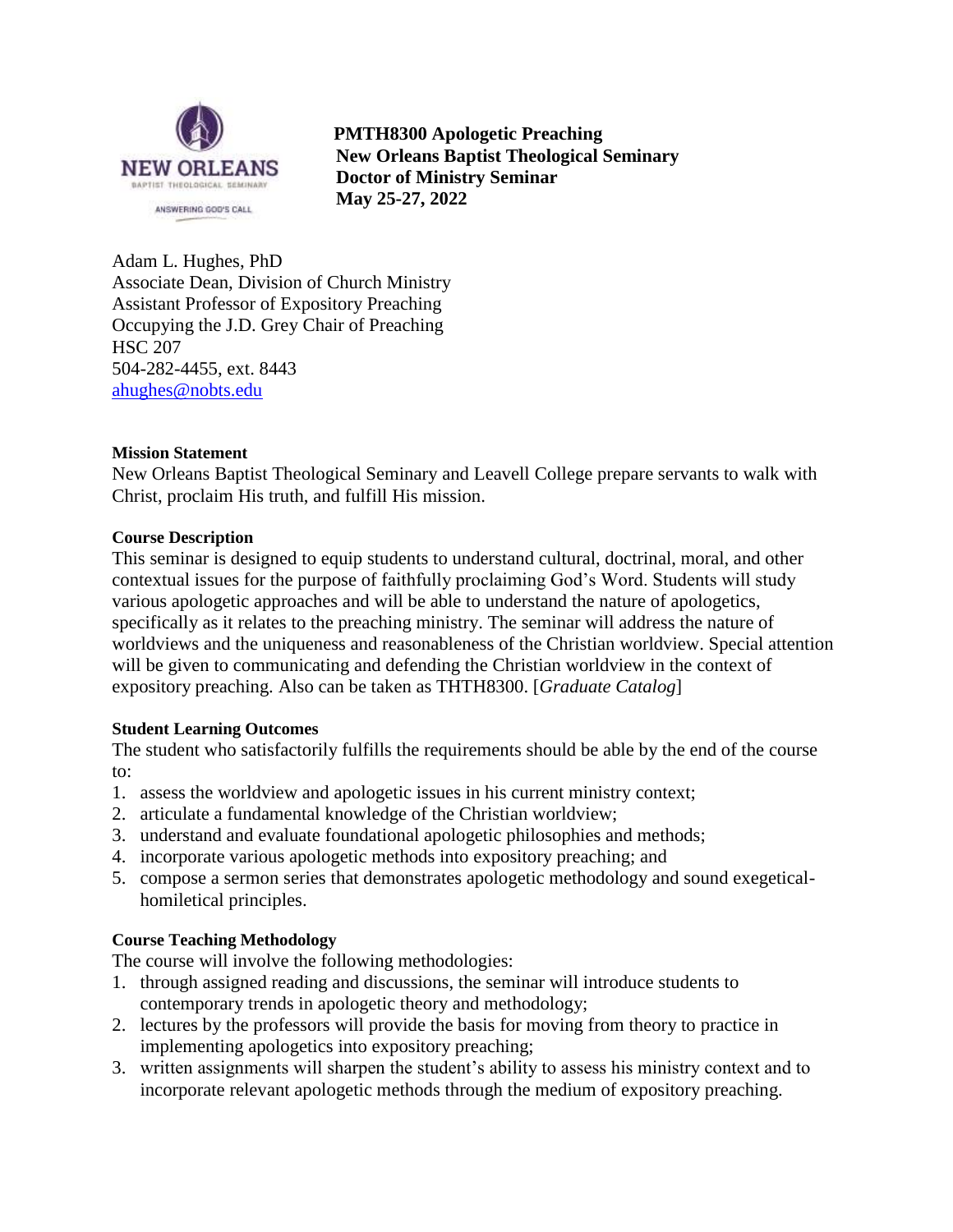**PMTH8300 Apologetic Preaching**
**New Orleans Baptist Theological Seminary**
**Doctor of Ministry Seminar**
**May 25-27, 2022**

Adam L. Hughes, PhD
Associate Dean, Division of Church Ministry
Assistant Professor of Expository Preaching
Occupying the J.D. Grey Chair of Preaching
HSC 207
504-282-4455, ext. 8443
ahughes@nobts.edu

**Mission Statement**

New Orleans Baptist Theological Seminary and Leavell College prepare servants to walk with Christ, proclaim His truth, and fulfill His mission.

**Course Description**

This seminar is designed to equip students to understand cultural, doctrinal, moral, and other contextual issues for the purpose of faithfully proclaiming God's Word. Students will study various apologetic approaches and will be able to understand the nature of apologetics, specifically as it relates to the preaching ministry. The seminar will address the nature of worldviews and the uniqueness and reasonableness of the Christian worldview. Special attention will be given to communicating and defending the Christian worldview in the context of expository preaching. Also can be taken as THTH8300. [*Graduate Catalog*]

**Student Learning Outcomes**

The student who satisfactorily fulfills the requirements should be able by the end of the course to:

1. assess the worldview and apologetic issues in his current ministry context;
2. articulate a fundamental knowledge of the Christian worldview;
3. understand and evaluate foundational apologetic philosophies and methods;
4. incorporate various apologetic methods into expository preaching; and
5. compose a sermon series that demonstrates apologetic methodology and sound exegetical-homiletical principles.

**Course Teaching Methodology**

The course will involve the following methodologies:

1. through assigned reading and discussions, the seminar will introduce students to contemporary trends in apologetic theory and methodology;
2. lectures by the professors will provide the basis for moving from theory to practice in implementing apologetics into expository preaching;
3. written assignments will sharpen the student's ability to assess his ministry context and to incorporate relevant apologetic methods through the medium of expository preaching.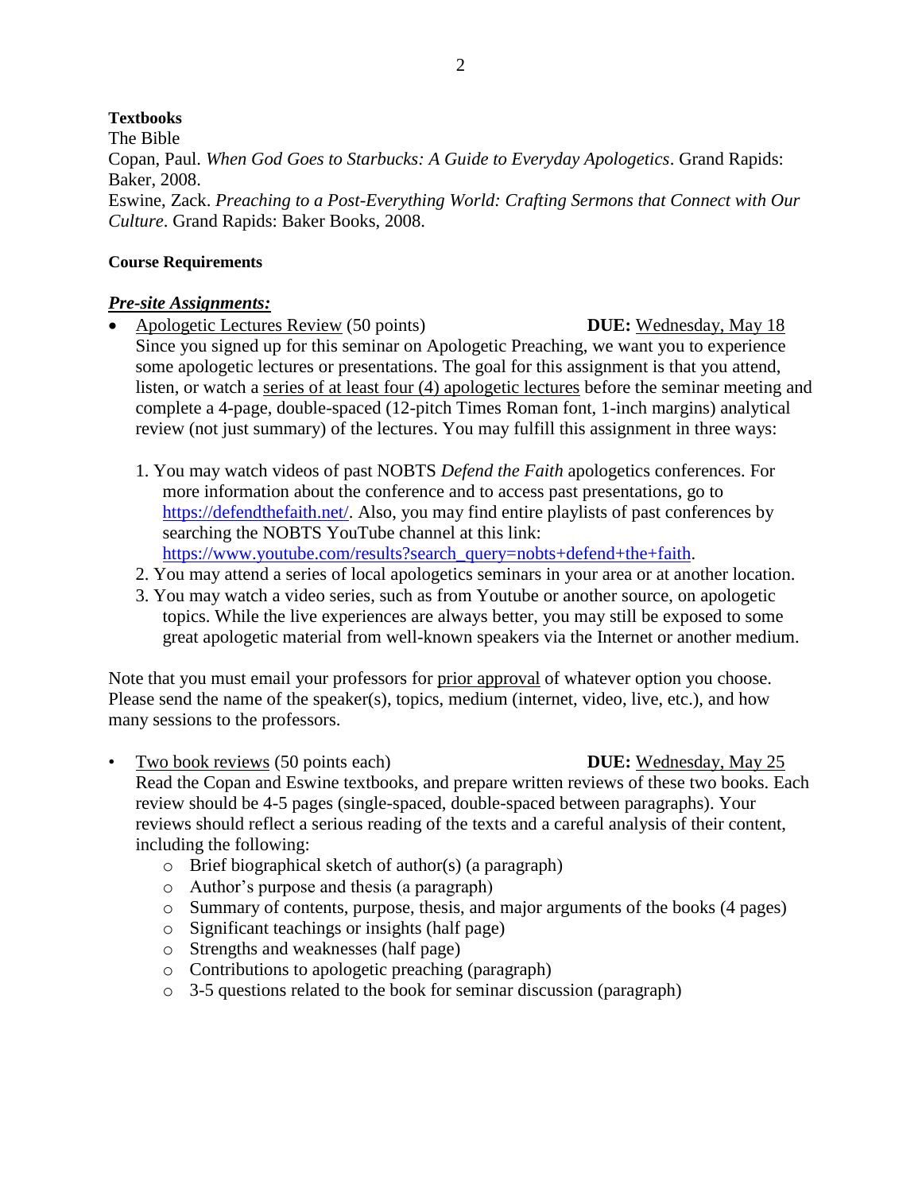**Textbooks**

The Bible

Copan, Paul. *When God Goes to Starbucks: A Guide to Everyday Apologetics*. Grand Rapids: Baker, 2008.

Eswine, Zack. *Preaching to a Post-Everything World: Crafting Sermons that Connect with Our Culture*. Grand Rapids: Baker Books, 2008.

**Course Requirements**

***Pre-site Assignments:***

- Apologetic Lectures Review (50 points) **DUE:** Wednesday, May 18

  Since you signed up for this seminar on Apologetic Preaching, we want you to experience some apologetic lectures or presentations. The goal for this assignment is that you attend, listen, or watch a series of at least four (4) apologetic lectures before the seminar meeting and complete a 4-page, double-spaced (12-pitch Times Roman font, 1-inch margins) analytical review (not just summary) of the lectures. You may fulfill this assignment in three ways:

  1. You may watch videos of past NOBTS *Defend the Faith* apologetics conferences. For more information about the conference and to access past presentations, go to https://defendthefaith.net/. Also, you may find entire playlists of past conferences by searching the NOBTS YouTube channel at this link: https://www.youtube.com/results?search_query=nobts+defend+the+faith.
  2. You may attend a series of local apologetics seminars in your area or at another location.
  3. You may watch a video series, such as from Youtube or another source, on apologetic topics. While the live experiences are always better, you may still be exposed to some great apologetic material from well-known speakers via the Internet or another medium.

Note that you must email your professors for prior approval of whatever option you choose. Please send the name of the speaker(s), topics, medium (internet, video, live, etc.), and how many sessions to the professors.

- Two book reviews (50 points each) **DUE:** Wednesday, May 25

  Read the Copan and Eswine textbooks, and prepare written reviews of these two books. Each review should be 4-5 pages (single-spaced, double-spaced between paragraphs). Your reviews should reflect a serious reading of the texts and a careful analysis of their content, including the following:
  - Brief biographical sketch of author(s) (a paragraph)
  - Author's purpose and thesis (a paragraph)
  - Summary of contents, purpose, thesis, and major arguments of the books (4 pages)
  - Significant teachings or insights (half page)
  - Strengths and weaknesses (half page)
  - Contributions to apologetic preaching (paragraph)
  - 3-5 questions related to the book for seminar discussion (paragraph)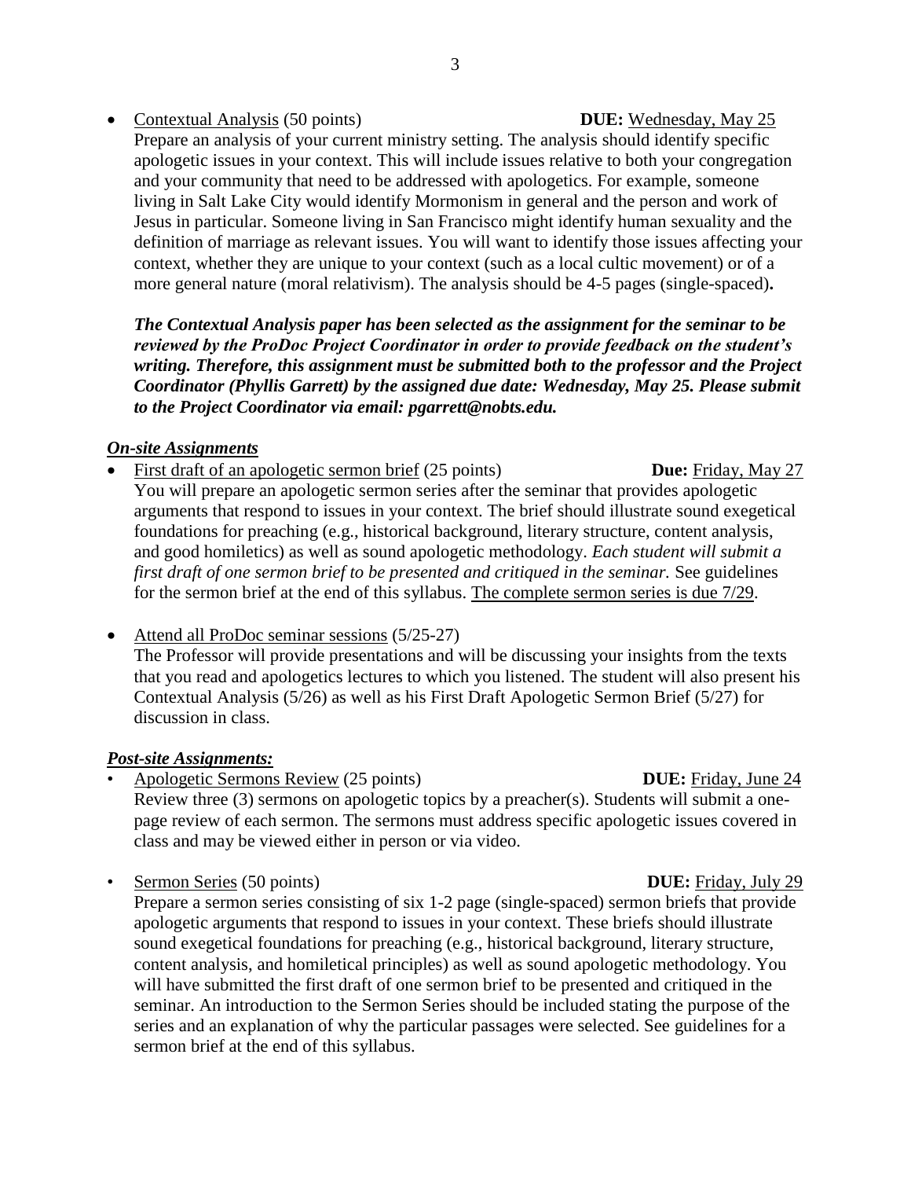- <u>Contextual Analysis</u> (50 points) **DUE:** <u>Wednesday, May 25</u>
  Prepare an analysis of your current ministry setting. The analysis should identify specific apologetic issues in your context. This will include issues relative to both your congregation and your community that need to be addressed with apologetics. For example, someone living in Salt Lake City would identify Mormonism in general and the person and work of Jesus in particular. Someone living in San Francisco might identify human sexuality and the definition of marriage as relevant issues. You will want to identify those issues affecting your context, whether they are unique to your context (such as a local cultic movement) or of a more general nature (moral relativism). The analysis should be 4-5 pages (single-spaced)**.**

  ***The Contextual Analysis paper has been selected as the assignment for the seminar to be reviewed by the ProDoc Project Coordinator in order to provide feedback on the student's writing. Therefore, this assignment must be submitted both to the professor and the Project Coordinator (Phyllis Garrett) by the assigned due date: Wednesday, May 25. Please submit to the Project Coordinator via email: pgarrett@nobts.edu.***

***<u>On-site Assignments</u>***

- <u>First draft of an apologetic sermon brief</u> (25 points) **Due:** <u>Friday, May 27</u>
  You will prepare an apologetic sermon series after the seminar that provides apologetic arguments that respond to issues in your context. The brief should illustrate sound exegetical foundations for preaching (e.g., historical background, literary structure, content analysis, and good homiletics) as well as sound apologetic methodology. *Each student will submit a first draft of one sermon brief to be presented and critiqued in the seminar.* See guidelines for the sermon brief at the end of this syllabus. <u>The complete sermon series is due 7/29</u>.

- <u>Attend all ProDoc seminar sessions</u> (5/25-27)
  The Professor will provide presentations and will be discussing your insights from the texts that you read and apologetics lectures to which you listened. The student will also present his Contextual Analysis (5/26) as well as his First Draft Apologetic Sermon Brief (5/27) for discussion in class.

***<u>Post-site Assignments:</u>***

- <u>Apologetic Sermons Review</u> (25 points) **DUE:** <u>Friday, June 24</u>
  Review three (3) sermons on apologetic topics by a preacher(s). Students will submit a one-page review of each sermon. The sermons must address specific apologetic issues covered in class and may be viewed either in person or via video.

- <u>Sermon Series</u> (50 points) **DUE:** <u>Friday, July 29</u>
  Prepare a sermon series consisting of six 1-2 page (single-spaced) sermon briefs that provide apologetic arguments that respond to issues in your context. These briefs should illustrate sound exegetical foundations for preaching (e.g., historical background, literary structure, content analysis, and homiletical principles) as well as sound apologetic methodology. You will have submitted the first draft of one sermon brief to be presented and critiqued in the seminar. An introduction to the Sermon Series should be included stating the purpose of the series and an explanation of why the particular passages were selected. See guidelines for a sermon brief at the end of this syllabus.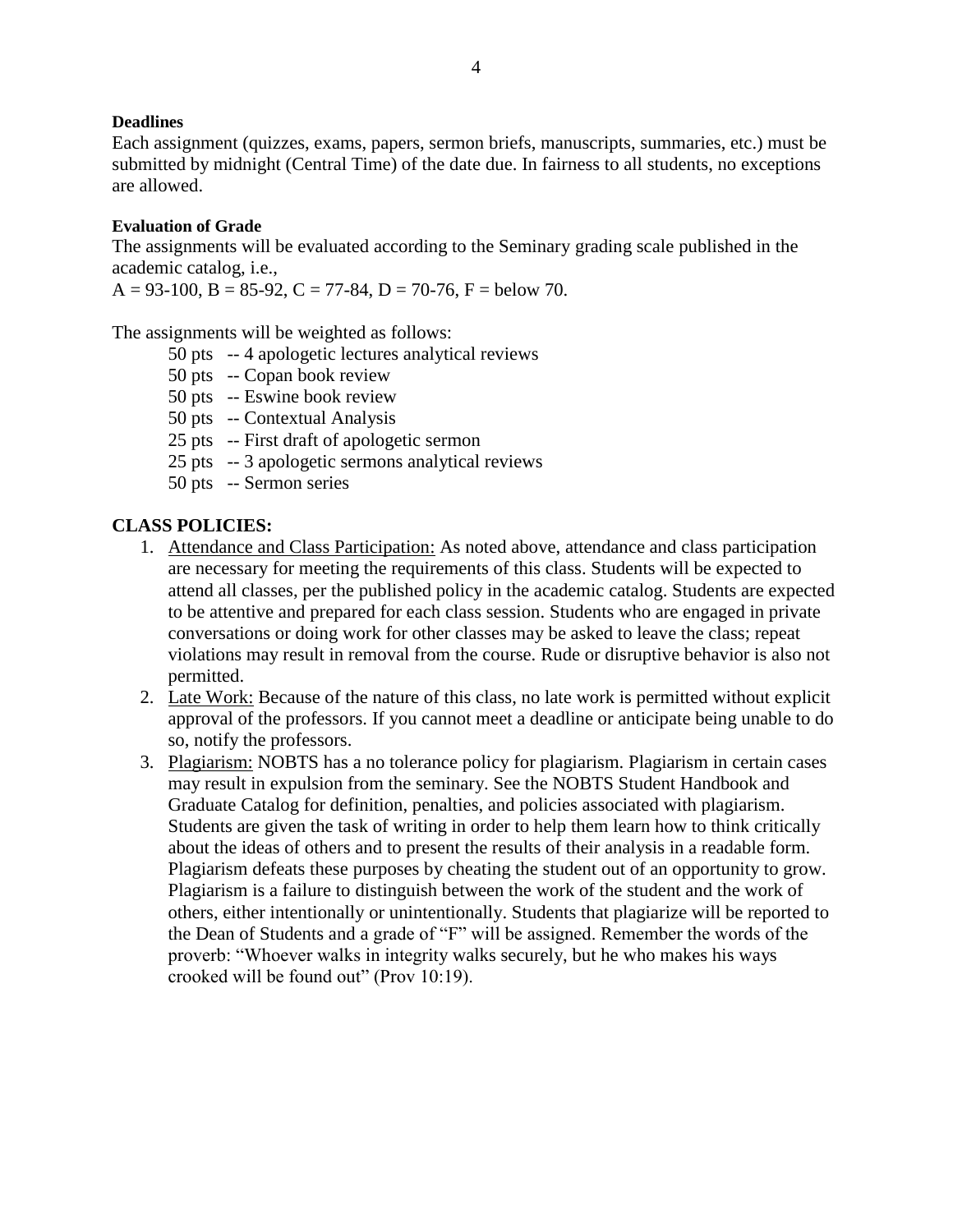**Deadlines**

Each assignment (quizzes, exams, papers, sermon briefs, manuscripts, summaries, etc.) must be submitted by midnight (Central Time) of the date due. In fairness to all students, no exceptions are allowed.

**Evaluation of Grade**

The assignments will be evaluated according to the Seminary grading scale published in the academic catalog, i.e.,
A = 93-100, B = 85-92, C = 77-84, D = 70-76, F = below 70.

The assignments will be weighted as follows:

- 50 pts -- 4 apologetic lectures analytical reviews
- 50 pts -- Copan book review
- 50 pts -- Eswine book review
- 50 pts -- Contextual Analysis
- 25 pts -- First draft of apologetic sermon
- 25 pts -- 3 apologetic sermons analytical reviews
- 50 pts -- Sermon series

## CLASS POLICIES:

1. Attendance and Class Participation: As noted above, attendance and class participation are necessary for meeting the requirements of this class. Students will be expected to attend all classes, per the published policy in the academic catalog. Students are expected to be attentive and prepared for each class session. Students who are engaged in private conversations or doing work for other classes may be asked to leave the class; repeat violations may result in removal from the course. Rude or disruptive behavior is also not permitted.
2. Late Work: Because of the nature of this class, no late work is permitted without explicit approval of the professors. If you cannot meet a deadline or anticipate being unable to do so, notify the professors.
3. Plagiarism: NOBTS has a no tolerance policy for plagiarism. Plagiarism in certain cases may result in expulsion from the seminary. See the NOBTS Student Handbook and Graduate Catalog for definition, penalties, and policies associated with plagiarism. Students are given the task of writing in order to help them learn how to think critically about the ideas of others and to present the results of their analysis in a readable form. Plagiarism defeats these purposes by cheating the student out of an opportunity to grow. Plagiarism is a failure to distinguish between the work of the student and the work of others, either intentionally or unintentionally. Students that plagiarize will be reported to the Dean of Students and a grade of "F" will be assigned. Remember the words of the proverb: "Whoever walks in integrity walks securely, but he who makes his ways crooked will be found out" (Prov 10:19).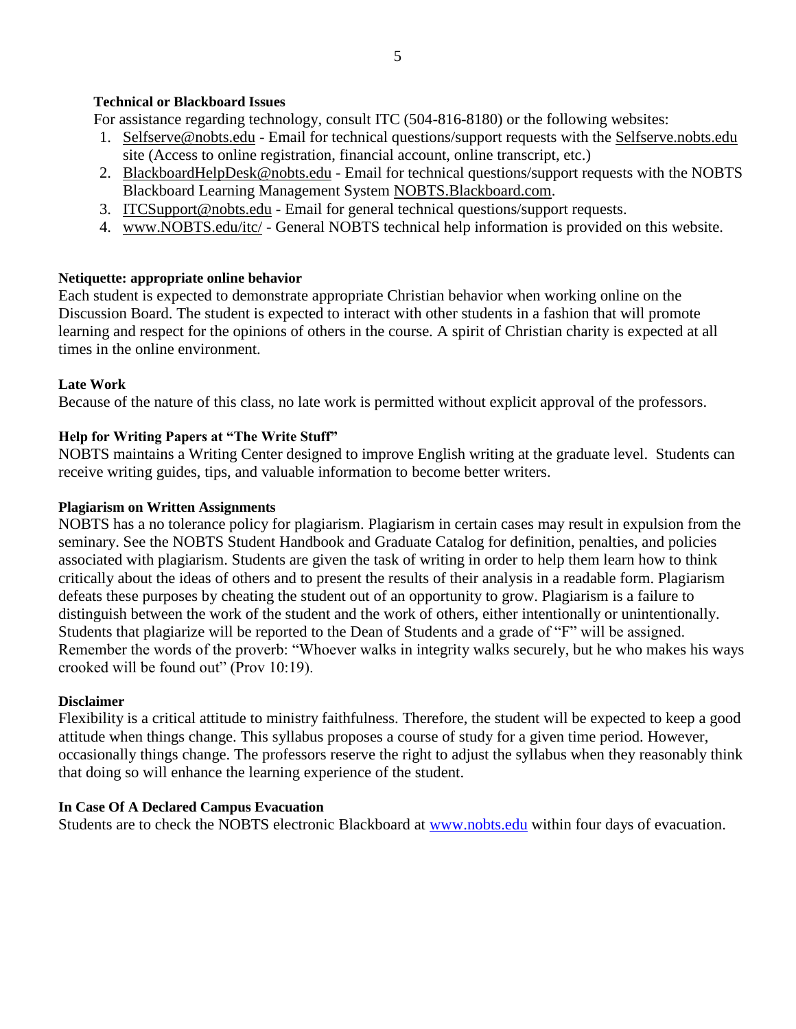**Technical or Blackboard Issues**

For assistance regarding technology, consult ITC (504-816-8180) or the following websites:

1. Selfserve@nobts.edu - Email for technical questions/support requests with the Selfserve.nobts.edu site (Access to online registration, financial account, online transcript, etc.)
2. BlackboardHelpDesk@nobts.edu - Email for technical questions/support requests with the NOBTS Blackboard Learning Management System NOBTS.Blackboard.com.
3. ITCSupport@nobts.edu - Email for general technical questions/support requests.
4. www.NOBTS.edu/itc/ - General NOBTS technical help information is provided on this website.

**Netiquette: appropriate online behavior**

Each student is expected to demonstrate appropriate Christian behavior when working online on the Discussion Board. The student is expected to interact with other students in a fashion that will promote learning and respect for the opinions of others in the course. A spirit of Christian charity is expected at all times in the online environment.

**Late Work**

Because of the nature of this class, no late work is permitted without explicit approval of the professors.

**Help for Writing Papers at "The Write Stuff"**

NOBTS maintains a Writing Center designed to improve English writing at the graduate level. Students can receive writing guides, tips, and valuable information to become better writers.

**Plagiarism on Written Assignments**

NOBTS has a no tolerance policy for plagiarism. Plagiarism in certain cases may result in expulsion from the seminary. See the NOBTS Student Handbook and Graduate Catalog for definition, penalties, and policies associated with plagiarism. Students are given the task of writing in order to help them learn how to think critically about the ideas of others and to present the results of their analysis in a readable form. Plagiarism defeats these purposes by cheating the student out of an opportunity to grow. Plagiarism is a failure to distinguish between the work of the student and the work of others, either intentionally or unintentionally. Students that plagiarize will be reported to the Dean of Students and a grade of "F" will be assigned. Remember the words of the proverb: "Whoever walks in integrity walks securely, but he who makes his ways crooked will be found out" (Prov 10:19).

**Disclaimer**

Flexibility is a critical attitude to ministry faithfulness. Therefore, the student will be expected to keep a good attitude when things change. This syllabus proposes a course of study for a given time period. However, occasionally things change. The professors reserve the right to adjust the syllabus when they reasonably think that doing so will enhance the learning experience of the student.

**In Case Of A Declared Campus Evacuation**

Students are to check the NOBTS electronic Blackboard at www.nobts.edu within four days of evacuation.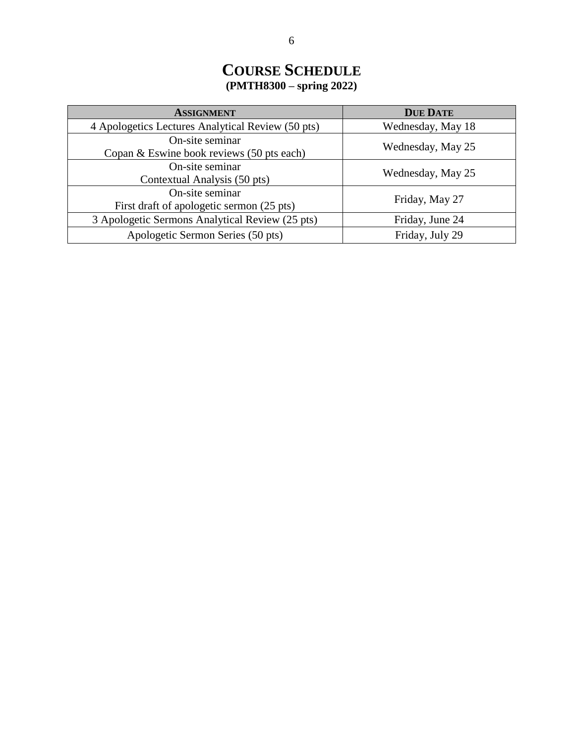# COURSE SCHEDULE

**(PMTH8300 – spring 2022)**

| ASSIGNMENT | DUE DATE |
|---|---|
| 4 Apologetics Lectures Analytical Review (50 pts) | Wednesday, May 18 |
| On-site seminar<br>Copan & Eswine book reviews (50 pts each) | Wednesday, May 25 |
| On-site seminar<br>Contextual Analysis (50 pts) | Wednesday, May 25 |
| On-site seminar<br>First draft of apologetic sermon (25 pts) | Friday, May 27 |
| 3 Apologetic Sermons Analytical Review (25 pts) | Friday, June 24 |
| Apologetic Sermon Series (50 pts) | Friday, July 29 |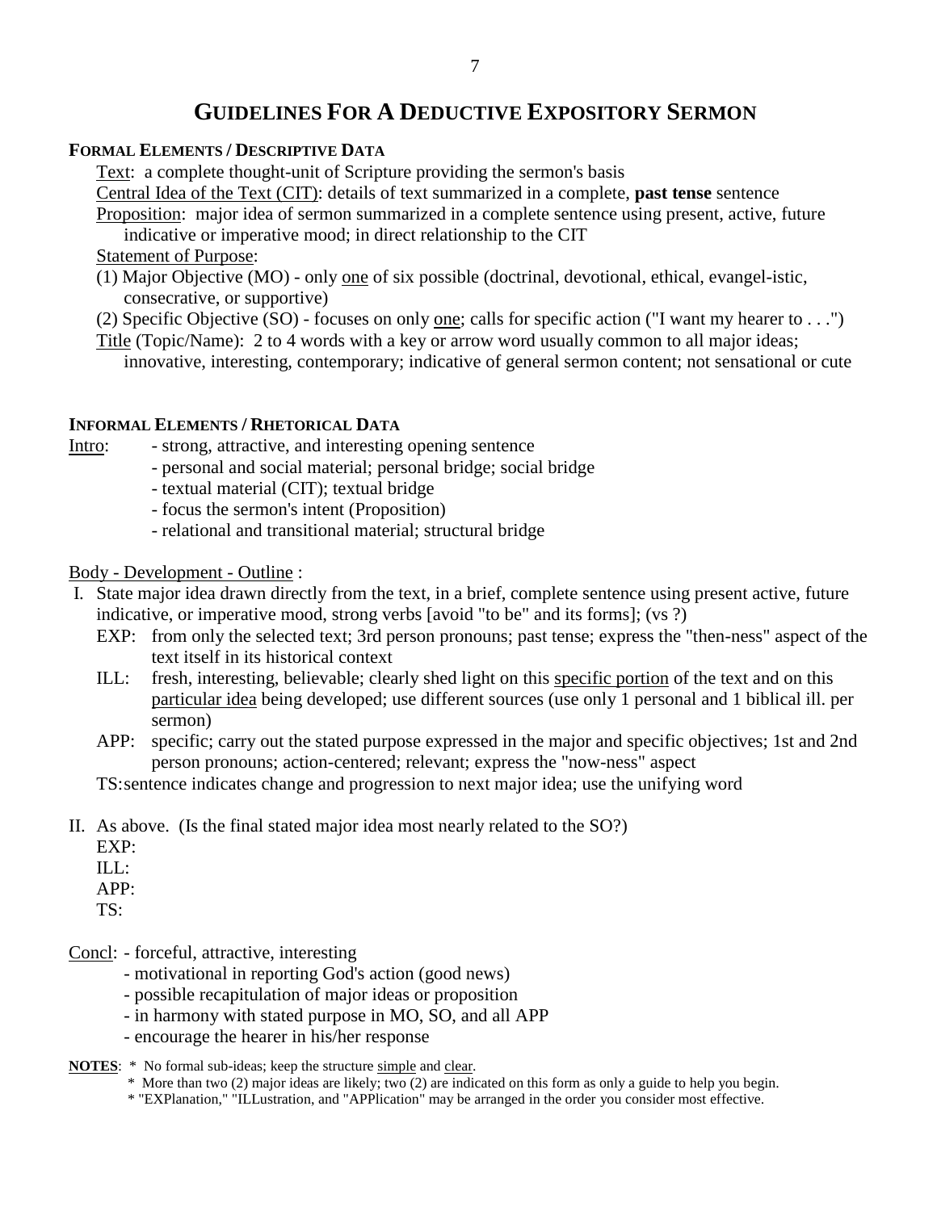# GUIDELINES FOR A DEDUCTIVE EXPOSITORY SERMON

**FORMAL ELEMENTS / DESCRIPTIVE DATA**

Text: a complete thought-unit of Scripture providing the sermon's basis

Central Idea of the Text (CIT): details of text summarized in a complete, **past tense** sentence

Proposition: major idea of sermon summarized in a complete sentence using present, active, future indicative or imperative mood; in direct relationship to the CIT

Statement of Purpose:

(1) Major Objective (MO) - only one of six possible (doctrinal, devotional, ethical, evangel-istic, consecrative, or supportive)

(2) Specific Objective (SO) - focuses on only one; calls for specific action ("I want my hearer to . . .")

Title (Topic/Name): 2 to 4 words with a key or arrow word usually common to all major ideas; innovative, interesting, contemporary; indicative of general sermon content; not sensational or cute

**INFORMAL ELEMENTS / RHETORICAL DATA**

Intro:
- strong, attractive, and interesting opening sentence
- personal and social material; personal bridge; social bridge
- textual material (CIT); textual bridge
- focus the sermon's intent (Proposition)
- relational and transitional material; structural bridge

Body - Development - Outline :

I. State major idea drawn directly from the text, in a brief, complete sentence using present active, future indicative, or imperative mood, strong verbs [avoid "to be" and its forms]; (vs ?)

EXP: from only the selected text; 3rd person pronouns; past tense; express the "then-ness" aspect of the text itself in its historical context

ILL: fresh, interesting, believable; clearly shed light on this specific portion of the text and on this particular idea being developed; use different sources (use only 1 personal and 1 biblical ill. per sermon)

APP: specific; carry out the stated purpose expressed in the major and specific objectives; 1st and 2nd person pronouns; action-centered; relevant; express the "now-ness" aspect

TS: sentence indicates change and progression to next major idea; use the unifying word

II. As above. (Is the final stated major idea most nearly related to the SO?)

EXP:

ILL:

APP:

TS:

Concl:
- forceful, attractive, interesting
- motivational in reporting God's action (good news)
- possible recapitulation of major ideas or proposition
- in harmony with stated purpose in MO, SO, and all APP
- encourage the hearer in his/her response

**NOTES**:
* No formal sub-ideas; keep the structure simple and clear.
* More than two (2) major ideas are likely; two (2) are indicated on this form as only a guide to help you begin.
* "EXPlanation," "ILLustration, and "APPlication" may be arranged in the order you consider most effective.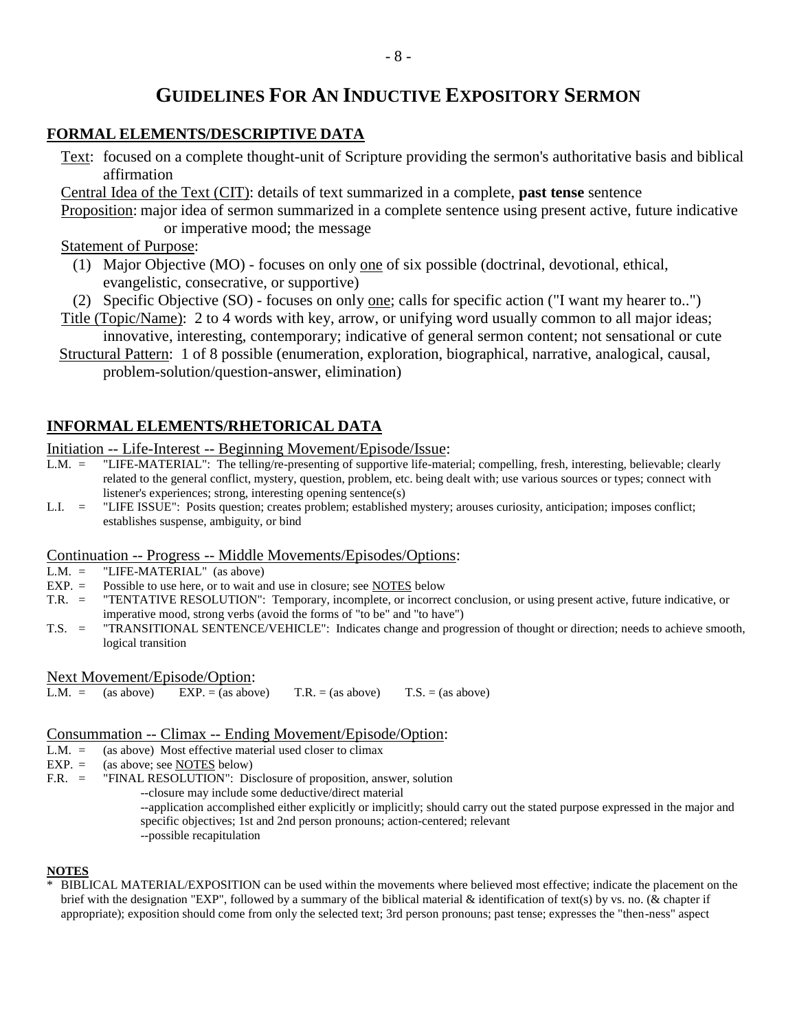# GUIDELINES FOR AN INDUCTIVE EXPOSITORY SERMON

## FORMAL ELEMENTS/DESCRIPTIVE DATA

<u>Text</u>: focused on a complete thought-unit of Scripture providing the sermon's authoritative basis and biblical affirmation

<u>Central Idea of the Text (CIT)</u>: details of text summarized in a complete, **past tense** sentence

<u>Proposition</u>: major idea of sermon summarized in a complete sentence using present active, future indicative or imperative mood; the message

<u>Statement of Purpose</u>:

(1) Major Objective (MO) - focuses on only <u>one</u> of six possible (doctrinal, devotional, ethical, evangelistic, consecrative, or supportive)

(2) Specific Objective (SO) - focuses on only <u>one</u>; calls for specific action ("I want my hearer to..")

<u>Title (Topic/Name)</u>: 2 to 4 words with key, arrow, or unifying word usually common to all major ideas; innovative, interesting, contemporary; indicative of general sermon content; not sensational or cute

<u>Structural Pattern</u>: 1 of 8 possible (enumeration, exploration, biographical, narrative, analogical, causal, problem-solution/question-answer, elimination)

## INFORMAL ELEMENTS/RHETORICAL DATA

<u>Initiation -- Life-Interest -- Beginning Movement/Episode/Issue</u>:

L.M. = "LIFE-MATERIAL": The telling/re-presenting of supportive life-material; compelling, fresh, interesting, believable; clearly related to the general conflict, mystery, question, problem, etc. being dealt with; use various sources or types; connect with listener's experiences; strong, interesting opening sentence(s)

L.I. = "LIFE ISSUE": Posits question; creates problem; established mystery; arouses curiosity, anticipation; imposes conflict; establishes suspense, ambiguity, or bind

<u>Continuation -- Progress -- Middle Movements/Episodes/Options</u>:

L.M. = "LIFE-MATERIAL" (as above)

EXP. = Possible to use here, or to wait and use in closure; see <u>NOTES</u> below

T.R. = "TENTATIVE RESOLUTION": Temporary, incomplete, or incorrect conclusion, or using present active, future indicative, or imperative mood, strong verbs (avoid the forms of "to be" and "to have")

T.S. = "TRANSITIONAL SENTENCE/VEHICLE": Indicates change and progression of thought or direction; needs to achieve smooth, logical transition

<u>Next Movement/Episode/Option</u>:

L.M. = (as above) EXP. = (as above) T.R. = (as above) T.S. = (as above)

<u>Consummation -- Climax -- Ending Movement/Episode/Option</u>:

L.M. = (as above) Most effective material used closer to climax

EXP. = (as above; see <u>NOTES</u> below)

F.R. = "FINAL RESOLUTION": Disclosure of proposition, answer, solution

--closure may include some deductive/direct material

--application accomplished either explicitly or implicitly; should carry out the stated purpose expressed in the major and specific objectives; 1st and 2nd person pronouns; action-centered; relevant

--possible recapitulation

**NOTES**

* BIBLICAL MATERIAL/EXPOSITION can be used within the movements where believed most effective; indicate the placement on the brief with the designation "EXP", followed by a summary of the biblical material & identification of text(s) by vs. no. (& chapter if appropriate); exposition should come from only the selected text; 3rd person pronouns; past tense; expresses the "then-ness" aspect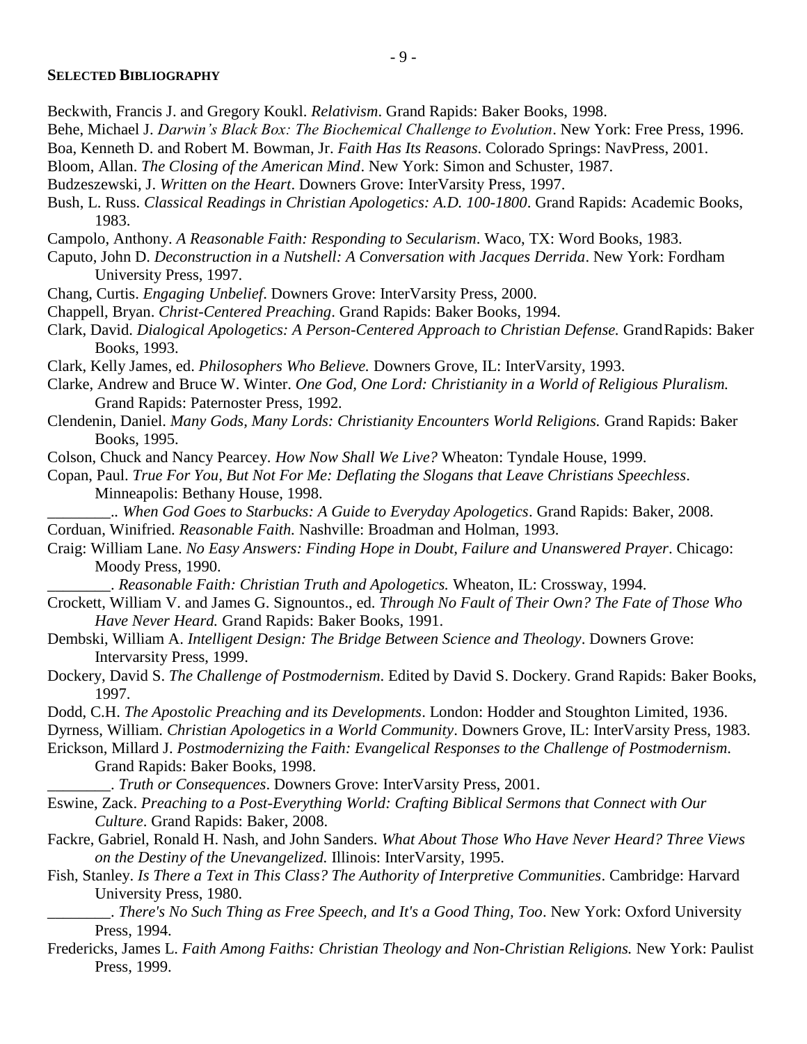**Selected Bibliography**

Beckwith, Francis J. and Gregory Koukl. *Relativism*. Grand Rapids: Baker Books, 1998.

Behe, Michael J. *Darwin's Black Box: The Biochemical Challenge to Evolution*. New York: Free Press, 1996.

Boa, Kenneth D. and Robert M. Bowman, Jr. *Faith Has Its Reasons*. Colorado Springs: NavPress, 2001.

Bloom, Allan. *The Closing of the American Mind*. New York: Simon and Schuster, 1987.

Budzeszewski, J. *Written on the Heart*. Downers Grove: InterVarsity Press, 1997.

Bush, L. Russ. *Classical Readings in Christian Apologetics: A.D. 100-1800*. Grand Rapids: Academic Books, 1983.

Campolo, Anthony. *A Reasonable Faith: Responding to Secularism*. Waco, TX: Word Books, 1983.

Caputo, John D. *Deconstruction in a Nutshell: A Conversation with Jacques Derrida*. New York: Fordham University Press, 1997.

Chang, Curtis. *Engaging Unbelief*. Downers Grove: InterVarsity Press, 2000.

Chappell, Bryan. *Christ-Centered Preaching*. Grand Rapids: Baker Books, 1994.

Clark, David. *Dialogical Apologetics: A Person-Centered Approach to Christian Defense.* Grand Rapids: Baker Books, 1993.

Clark, Kelly James, ed. *Philosophers Who Believe.* Downers Grove, IL: InterVarsity, 1993.

Clarke, Andrew and Bruce W. Winter. *One God, One Lord: Christianity in a World of Religious Pluralism.* Grand Rapids: Paternoster Press, 1992.

Clendenin, Daniel. *Many Gods, Many Lords: Christianity Encounters World Religions.* Grand Rapids: Baker Books, 1995.

Colson, Chuck and Nancy Pearcey. *How Now Shall We Live?* Wheaton: Tyndale House, 1999.

Copan, Paul. *True For You, But Not For Me: Deflating the Slogans that Leave Christians Speechless*. Minneapolis: Bethany House, 1998.

________.. *When God Goes to Starbucks: A Guide to Everyday Apologetics*. Grand Rapids: Baker, 2008.

Corduan, Winifried. *Reasonable Faith.* Nashville: Broadman and Holman, 1993.

Craig: William Lane. *No Easy Answers: Finding Hope in Doubt, Failure and Unanswered Prayer*. Chicago: Moody Press, 1990.

________. *Reasonable Faith: Christian Truth and Apologetics.* Wheaton, IL: Crossway, 1994.

Crockett, William V. and James G. Signountos., ed. *Through No Fault of Their Own? The Fate of Those Who Have Never Heard.* Grand Rapids: Baker Books, 1991.

Dembski, William A. *Intelligent Design: The Bridge Between Science and Theology*. Downers Grove: Intervarsity Press, 1999.

Dockery, David S. *The Challenge of Postmodernism*. Edited by David S. Dockery. Grand Rapids: Baker Books, 1997.

Dodd, C.H. *The Apostolic Preaching and its Developments*. London: Hodder and Stoughton Limited, 1936.

Dyrness, William. *Christian Apologetics in a World Community*. Downers Grove, IL: InterVarsity Press, 1983.

Erickson, Millard J. *Postmodernizing the Faith: Evangelical Responses to the Challenge of Postmodernism*. Grand Rapids: Baker Books, 1998.

________. *Truth or Consequences*. Downers Grove: InterVarsity Press, 2001.

Eswine, Zack. *Preaching to a Post-Everything World: Crafting Biblical Sermons that Connect with Our Culture*. Grand Rapids: Baker, 2008.

Fackre, Gabriel, Ronald H. Nash, and John Sanders. *What About Those Who Have Never Heard? Three Views on the Destiny of the Unevangelized.* Illinois: InterVarsity, 1995.

Fish, Stanley. *Is There a Text in This Class? The Authority of Interpretive Communities*. Cambridge: Harvard University Press, 1980.

________. *There's No Such Thing as Free Speech, and It's a Good Thing, Too*. New York: Oxford University Press, 1994.

Fredericks, James L. *Faith Among Faiths: Christian Theology and Non-Christian Religions.* New York: Paulist Press, 1999.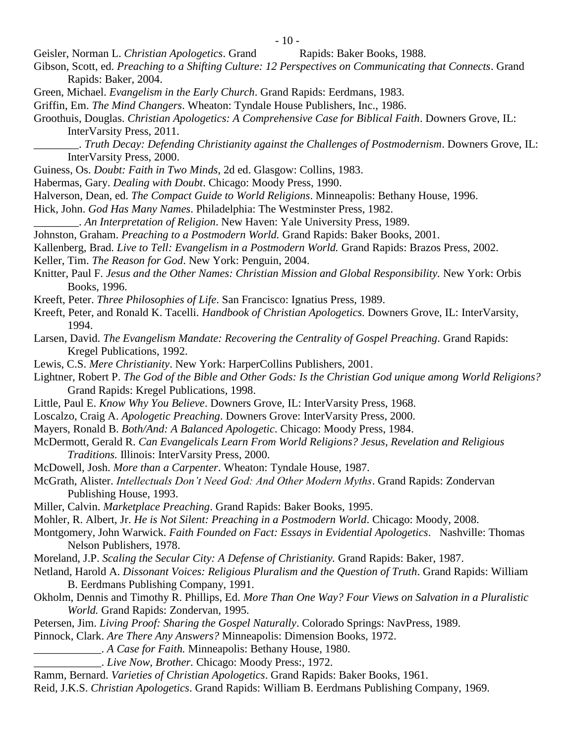Geisler, Norman L. *Christian Apologetics*. Grand Rapids: Baker Books, 1988.

Gibson, Scott, ed. *Preaching to a Shifting Culture: 12 Perspectives on Communicating that Connects*. Grand Rapids: Baker, 2004.

Green, Michael. *Evangelism in the Early Church*. Grand Rapids: Eerdmans, 1983.

Griffin, Em. *The Mind Changers*. Wheaton: Tyndale House Publishers, Inc., 1986.

Groothuis, Douglas. *Christian Apologetics: A Comprehensive Case for Biblical Faith*. Downers Grove, IL: InterVarsity Press, 2011.

________. *Truth Decay: Defending Christianity against the Challenges of Postmodernism*. Downers Grove, IL: InterVarsity Press, 2000.

Guiness, Os. *Doubt: Faith in Two Minds*, 2d ed. Glasgow: Collins, 1983.

Habermas, Gary. *Dealing with Doubt*. Chicago: Moody Press, 1990.

Halverson, Dean, ed. *The Compact Guide to World Religions*. Minneapolis: Bethany House, 1996.

Hick, John. *God Has Many Names*. Philadelphia: The Westminster Press, 1982.

________. *An Interpretation of Religion*. New Haven: Yale University Press, 1989.

Johnston, Graham. *Preaching to a Postmodern World.* Grand Rapids: Baker Books, 2001.

Kallenberg, Brad. *Live to Tell: Evangelism in a Postmodern World.* Grand Rapids: Brazos Press, 2002.

Keller, Tim. *The Reason for God*. New York: Penguin, 2004.

Knitter, Paul F. *Jesus and the Other Names: Christian Mission and Global Responsibility.* New York: Orbis Books, 1996.

Kreeft, Peter. *Three Philosophies of Life*. San Francisco: Ignatius Press, 1989.

Kreeft, Peter, and Ronald K. Tacelli. *Handbook of Christian Apologetics.* Downers Grove, IL: InterVarsity, 1994.

Larsen, David. *The Evangelism Mandate: Recovering the Centrality of Gospel Preaching*. Grand Rapids: Kregel Publications, 1992.

Lewis, C.S. *Mere Christianity*. New York: HarperCollins Publishers, 2001.

Lightner, Robert P. *The God of the Bible and Other Gods: Is the Christian God unique among World Religions?* Grand Rapids: Kregel Publications, 1998.

Little, Paul E. *Know Why You Believe*. Downers Grove, IL: InterVarsity Press, 1968.

Loscalzo, Craig A. *Apologetic Preaching*. Downers Grove: InterVarsity Press, 2000.

Mayers, Ronald B. *Both/And: A Balanced Apologetic*. Chicago: Moody Press, 1984.

McDermott, Gerald R. *Can Evangelicals Learn From World Religions? Jesus, Revelation and Religious Traditions.* Illinois: InterVarsity Press, 2000.

McDowell, Josh. *More than a Carpenter*. Wheaton: Tyndale House, 1987.

McGrath, Alister. *Intellectuals Don't Need God: And Other Modern Myths*. Grand Rapids: Zondervan Publishing House, 1993.

Miller, Calvin. *Marketplace Preaching*. Grand Rapids: Baker Books, 1995.

Mohler, R. Albert, Jr. *He is Not Silent: Preaching in a Postmodern World*. Chicago: Moody, 2008.

Montgomery, John Warwick. *Faith Founded on Fact: Essays in Evidential Apologetics*. Nashville: Thomas Nelson Publishers, 1978.

Moreland, J.P. *Scaling the Secular City: A Defense of Christianity.* Grand Rapids: Baker, 1987.

Netland, Harold A. *Dissonant Voices: Religious Pluralism and the Question of Truth*. Grand Rapids: William B. Eerdmans Publishing Company, 1991.

Okholm, Dennis and Timothy R. Phillips, Ed. *More Than One Way? Four Views on Salvation in a Pluralistic World.* Grand Rapids: Zondervan, 1995.

Petersen, Jim. *Living Proof: Sharing the Gospel Naturally*. Colorado Springs: NavPress, 1989.

Pinnock, Clark. *Are There Any Answers?* Minneapolis: Dimension Books, 1972.

____________. *A Case for Faith.* Minneapolis: Bethany House, 1980.

____________. *Live Now, Brother.* Chicago: Moody Press:, 1972.

Ramm, Bernard. *Varieties of Christian Apologetics*. Grand Rapids: Baker Books, 1961.

Reid, J.K.S. *Christian Apologetics*. Grand Rapids: William B. Eerdmans Publishing Company, 1969.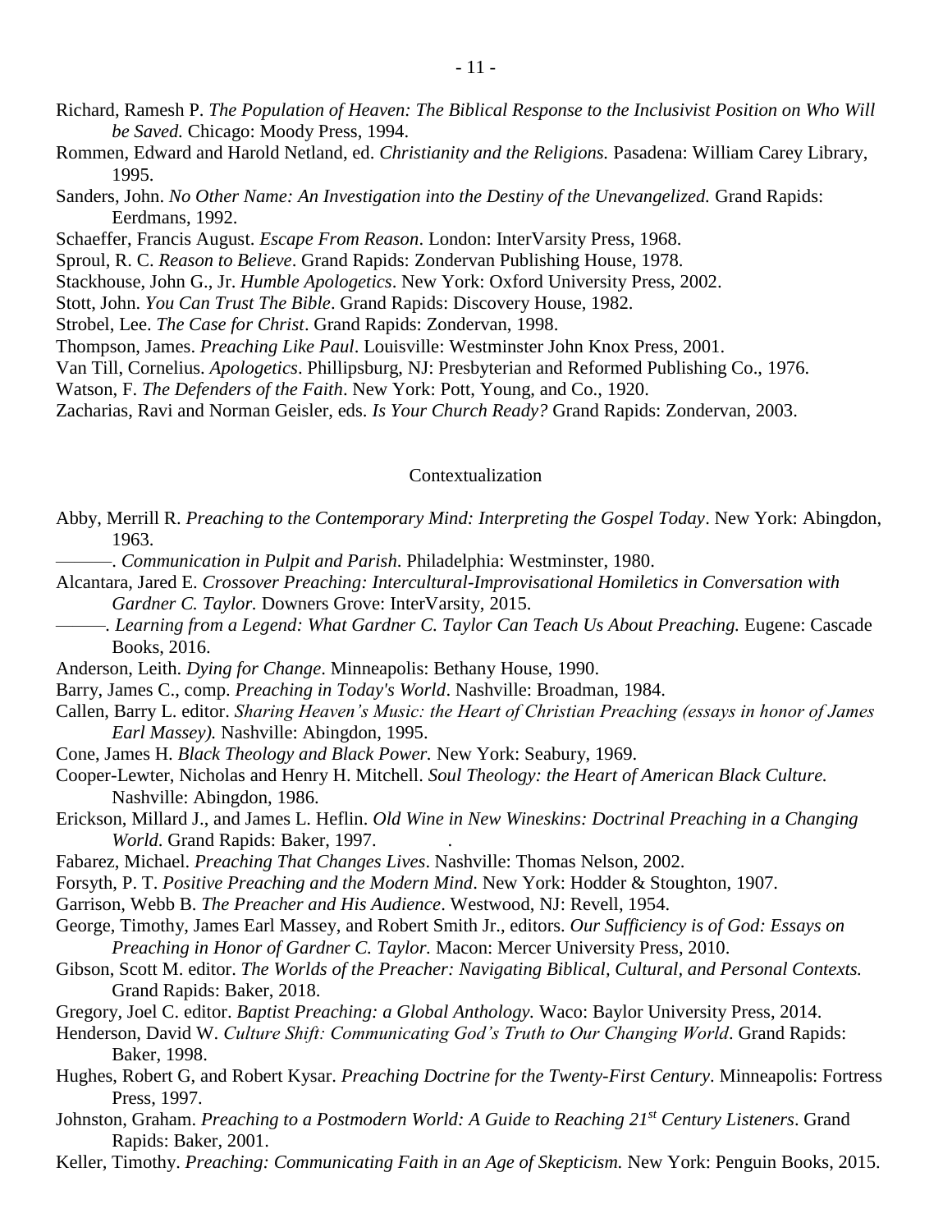Richard, Ramesh P. *The Population of Heaven: The Biblical Response to the Inclusivist Position on Who Will be Saved.* Chicago: Moody Press, 1994.

Rommen, Edward and Harold Netland, ed. *Christianity and the Religions.* Pasadena: William Carey Library, 1995.

Sanders, John. *No Other Name: An Investigation into the Destiny of the Unevangelized.* Grand Rapids: Eerdmans, 1992.

Schaeffer, Francis August. *Escape From Reason*. London: InterVarsity Press, 1968.

Sproul, R. C. *Reason to Believe*. Grand Rapids: Zondervan Publishing House, 1978.

Stackhouse, John G., Jr. *Humble Apologetics*. New York: Oxford University Press, 2002.

Stott, John. *You Can Trust The Bible*. Grand Rapids: Discovery House, 1982.

Strobel, Lee. *The Case for Christ*. Grand Rapids: Zondervan, 1998.

Thompson, James. *Preaching Like Paul*. Louisville: Westminster John Knox Press, 2001.

Van Till, Cornelius. *Apologetics*. Phillipsburg, NJ: Presbyterian and Reformed Publishing Co., 1976.

Watson, F. *The Defenders of the Faith*. New York: Pott, Young, and Co., 1920.

Zacharias, Ravi and Norman Geisler, eds. *Is Your Church Ready?* Grand Rapids: Zondervan, 2003.

## Contextualization

Abby, Merrill R. *Preaching to the Contemporary Mind: Interpreting the Gospel Today*. New York: Abingdon, 1963.

———. *Communication in Pulpit and Parish*. Philadelphia: Westminster, 1980.

Alcantara, Jared E. *Crossover Preaching: Intercultural-Improvisational Homiletics in Conversation with Gardner C. Taylor.* Downers Grove: InterVarsity, 2015.

———. *Learning from a Legend: What Gardner C. Taylor Can Teach Us About Preaching.* Eugene: Cascade Books, 2016.

Anderson, Leith. *Dying for Change*. Minneapolis: Bethany House, 1990.

Barry, James C., comp. *Preaching in Today's World*. Nashville: Broadman, 1984.

Callen, Barry L. editor. *Sharing Heaven's Music: the Heart of Christian Preaching (essays in honor of James Earl Massey).* Nashville: Abingdon, 1995.

Cone, James H. *Black Theology and Black Power.* New York: Seabury, 1969.

Cooper-Lewter, Nicholas and Henry H. Mitchell. *Soul Theology: the Heart of American Black Culture.* Nashville: Abingdon, 1986.

Erickson, Millard J., and James L. Heflin. *Old Wine in New Wineskins: Doctrinal Preaching in a Changing World.* Grand Rapids: Baker, 1997.

Fabarez, Michael. *Preaching That Changes Lives*. Nashville: Thomas Nelson, 2002.

Forsyth, P. T. *Positive Preaching and the Modern Mind*. New York: Hodder & Stoughton, 1907.

Garrison, Webb B. *The Preacher and His Audience*. Westwood, NJ: Revell, 1954.

George, Timothy, James Earl Massey, and Robert Smith Jr., editors. *Our Sufficiency is of God: Essays on Preaching in Honor of Gardner C. Taylor.* Macon: Mercer University Press, 2010.

Gibson, Scott M. editor. *The Worlds of the Preacher: Navigating Biblical, Cultural, and Personal Contexts.* Grand Rapids: Baker, 2018.

Gregory, Joel C. editor. *Baptist Preaching: a Global Anthology.* Waco: Baylor University Press, 2014.

Henderson, David W. *Culture Shift: Communicating God's Truth to Our Changing World*. Grand Rapids: Baker, 1998.

Hughes, Robert G, and Robert Kysar. *Preaching Doctrine for the Twenty-First Century*. Minneapolis: Fortress Press, 1997.

Johnston, Graham. *Preaching to a Postmodern World: A Guide to Reaching 21st Century Listeners*. Grand Rapids: Baker, 2001.

Keller, Timothy. *Preaching: Communicating Faith in an Age of Skepticism.* New York: Penguin Books, 2015.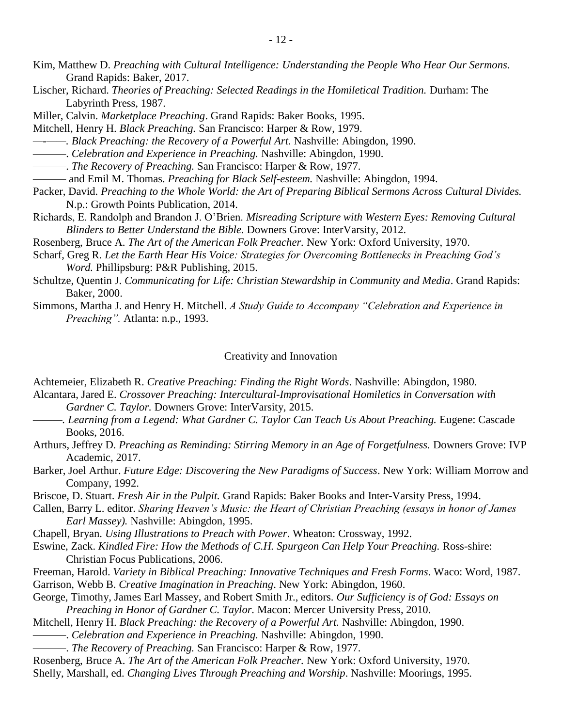Kim, Matthew D. *Preaching with Cultural Intelligence: Understanding the People Who Hear Our Sermons.* Grand Rapids: Baker, 2017.

Lischer, Richard. *Theories of Preaching: Selected Readings in the Homiletical Tradition.* Durham: The Labyrinth Press, 1987.

Miller, Calvin. *Marketplace Preaching*. Grand Rapids: Baker Books, 1995.

Mitchell, Henry H. *Black Preaching.* San Francisco: Harper & Row, 1979.

———. *Black Preaching: the Recovery of a Powerful Art.* Nashville: Abingdon, 1990.

———. *Celebration and Experience in Preaching.* Nashville: Abingdon, 1990.

———. *The Recovery of Preaching.* San Francisco: Harper & Row, 1977.

——— and Emil M. Thomas. *Preaching for Black Self-esteem.* Nashville: Abingdon, 1994.

Packer, David. *Preaching to the Whole World: the Art of Preparing Biblical Sermons Across Cultural Divides.* N.p.: Growth Points Publication, 2014.

Richards, E. Randolph and Brandon J. O'Brien. *Misreading Scripture with Western Eyes: Removing Cultural Blinders to Better Understand the Bible.* Downers Grove: InterVarsity, 2012.

Rosenberg, Bruce A. *The Art of the American Folk Preacher.* New York: Oxford University, 1970.

Scharf, Greg R. *Let the Earth Hear His Voice: Strategies for Overcoming Bottlenecks in Preaching God's Word.* Phillipsburg: P&R Publishing, 2015.

Schultze, Quentin J. *Communicating for Life: Christian Stewardship in Community and Media*. Grand Rapids: Baker, 2000.

Simmons, Martha J. and Henry H. Mitchell. *A Study Guide to Accompany "Celebration and Experience in Preaching".* Atlanta: n.p., 1993.

## Creativity and Innovation

Achtemeier, Elizabeth R. *Creative Preaching: Finding the Right Words*. Nashville: Abingdon, 1980.

Alcantara, Jared E. *Crossover Preaching: Intercultural-Improvisational Homiletics in Conversation with Gardner C. Taylor.* Downers Grove: InterVarsity, 2015.

———. *Learning from a Legend: What Gardner C. Taylor Can Teach Us About Preaching.* Eugene: Cascade Books, 2016.

Arthurs, Jeffrey D. *Preaching as Reminding: Stirring Memory in an Age of Forgetfulness.* Downers Grove: IVP Academic, 2017.

Barker, Joel Arthur. *Future Edge: Discovering the New Paradigms of Success*. New York: William Morrow and Company, 1992.

Briscoe, D. Stuart. *Fresh Air in the Pulpit.* Grand Rapids: Baker Books and Inter-Varsity Press, 1994.

Callen, Barry L. editor. *Sharing Heaven's Music: the Heart of Christian Preaching (essays in honor of James Earl Massey).* Nashville: Abingdon, 1995.

Chapell, Bryan. *Using Illustrations to Preach with Power*. Wheaton: Crossway, 1992.

Eswine, Zack. *Kindled Fire: How the Methods of C.H. Spurgeon Can Help Your Preaching.* Ross-shire: Christian Focus Publications, 2006.

Freeman, Harold. *Variety in Biblical Preaching: Innovative Techniques and Fresh Forms*. Waco: Word, 1987.

Garrison, Webb B. *Creative Imagination in Preaching*. New York: Abingdon, 1960.

George, Timothy, James Earl Massey, and Robert Smith Jr., editors. *Our Sufficiency is of God: Essays on Preaching in Honor of Gardner C. Taylor.* Macon: Mercer University Press, 2010.

Mitchell, Henry H. *Black Preaching: the Recovery of a Powerful Art.* Nashville: Abingdon, 1990.

———. *Celebration and Experience in Preaching.* Nashville: Abingdon, 1990.

———. *The Recovery of Preaching.* San Francisco: Harper & Row, 1977.

Rosenberg, Bruce A. *The Art of the American Folk Preacher.* New York: Oxford University, 1970.

Shelly, Marshall, ed. *Changing Lives Through Preaching and Worship*. Nashville: Moorings, 1995.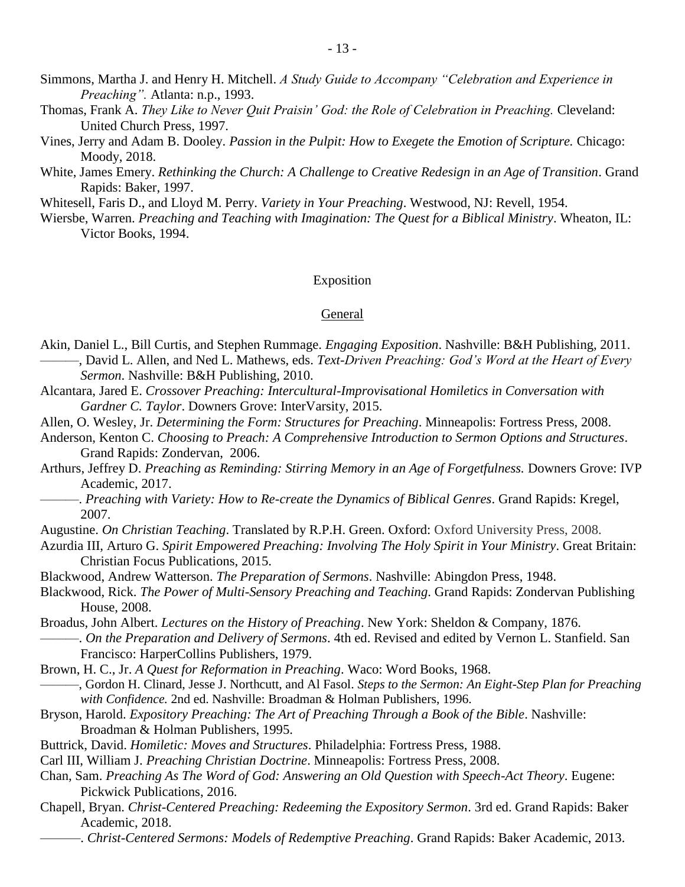Simmons, Martha J. and Henry H. Mitchell. *A Study Guide to Accompany "Celebration and Experience in Preaching".* Atlanta: n.p., 1993.

Thomas, Frank A. *They Like to Never Quit Praisin' God: the Role of Celebration in Preaching.* Cleveland: United Church Press, 1997.

Vines, Jerry and Adam B. Dooley. *Passion in the Pulpit: How to Exegete the Emotion of Scripture.* Chicago: Moody, 2018.

White, James Emery. *Rethinking the Church: A Challenge to Creative Redesign in an Age of Transition*. Grand Rapids: Baker, 1997.

Whitesell, Faris D., and Lloyd M. Perry. *Variety in Your Preaching*. Westwood, NJ: Revell, 1954.

Wiersbe, Warren. *Preaching and Teaching with Imagination: The Quest for a Biblical Ministry*. Wheaton, IL: Victor Books, 1994.

## Exposition

### General

Akin, Daniel L., Bill Curtis, and Stephen Rummage. *Engaging Exposition*. Nashville: B&H Publishing, 2011.

———, David L. Allen, and Ned L. Mathews, eds. *Text-Driven Preaching: God's Word at the Heart of Every Sermon*. Nashville: B&H Publishing, 2010.

Alcantara, Jared E. *Crossover Preaching: Intercultural-Improvisational Homiletics in Conversation with Gardner C. Taylor*. Downers Grove: InterVarsity, 2015.

Allen, O. Wesley, Jr. *Determining the Form: Structures for Preaching*. Minneapolis: Fortress Press, 2008.

Anderson, Kenton C. *Choosing to Preach: A Comprehensive Introduction to Sermon Options and Structures*. Grand Rapids: Zondervan, 2006.

Arthurs, Jeffrey D. *Preaching as Reminding: Stirring Memory in an Age of Forgetfulness.* Downers Grove: IVP Academic, 2017.

———. *Preaching with Variety: How to Re-create the Dynamics of Biblical Genres*. Grand Rapids: Kregel, 2007.

Augustine. *On Christian Teaching*. Translated by R.P.H. Green. Oxford: Oxford University Press, 2008.

Azurdia III, Arturo G. *Spirit Empowered Preaching: Involving The Holy Spirit in Your Ministry*. Great Britain: Christian Focus Publications, 2015.

Blackwood, Andrew Watterson. *The Preparation of Sermons*. Nashville: Abingdon Press, 1948.

Blackwood, Rick. *The Power of Multi-Sensory Preaching and Teaching*. Grand Rapids: Zondervan Publishing House, 2008.

Broadus, John Albert. *Lectures on the History of Preaching*. New York: Sheldon & Company, 1876.

———. *On the Preparation and Delivery of Sermons*. 4th ed. Revised and edited by Vernon L. Stanfield. San Francisco: HarperCollins Publishers, 1979.

Brown, H. C., Jr. *A Quest for Reformation in Preaching*. Waco: Word Books, 1968.

———, Gordon H. Clinard, Jesse J. Northcutt, and Al Fasol. *Steps to the Sermon: An Eight-Step Plan for Preaching with Confidence.* 2nd ed. Nashville: Broadman & Holman Publishers, 1996.

Bryson, Harold. *Expository Preaching: The Art of Preaching Through a Book of the Bible*. Nashville: Broadman & Holman Publishers, 1995.

Buttrick, David. *Homiletic: Moves and Structures*. Philadelphia: Fortress Press, 1988.

Carl III, William J. *Preaching Christian Doctrine*. Minneapolis: Fortress Press, 2008.

Chan, Sam. *Preaching As The Word of God: Answering an Old Question with Speech-Act Theory*. Eugene: Pickwick Publications, 2016.

Chapell, Bryan. *Christ-Centered Preaching: Redeeming the Expository Sermon*. 3rd ed. Grand Rapids: Baker Academic, 2018.

———. *Christ-Centered Sermons: Models of Redemptive Preaching*. Grand Rapids: Baker Academic, 2013.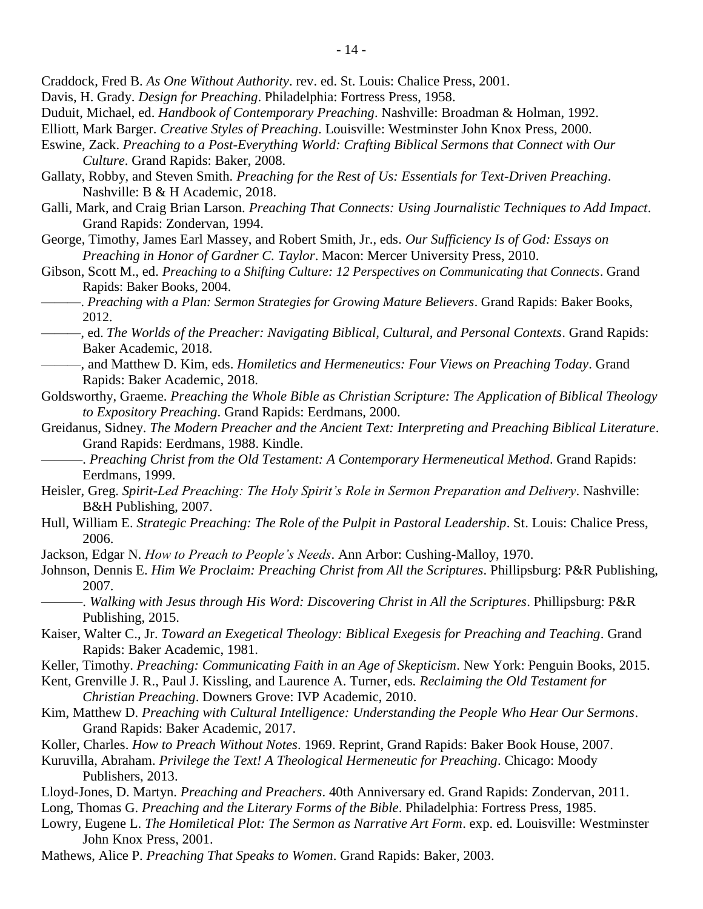Craddock, Fred B. *As One Without Authority*. rev. ed. St. Louis: Chalice Press, 2001.

Davis, H. Grady. *Design for Preaching*. Philadelphia: Fortress Press, 1958.

Duduit, Michael, ed. *Handbook of Contemporary Preaching*. Nashville: Broadman & Holman, 1992.

Elliott, Mark Barger. *Creative Styles of Preaching*. Louisville: Westminster John Knox Press, 2000.

Eswine, Zack. *Preaching to a Post-Everything World: Crafting Biblical Sermons that Connect with Our Culture*. Grand Rapids: Baker, 2008.

Gallaty, Robby, and Steven Smith. *Preaching for the Rest of Us: Essentials for Text-Driven Preaching*. Nashville: B & H Academic, 2018.

Galli, Mark, and Craig Brian Larson. *Preaching That Connects: Using Journalistic Techniques to Add Impact*. Grand Rapids: Zondervan, 1994.

George, Timothy, James Earl Massey, and Robert Smith, Jr., eds. *Our Sufficiency Is of God: Essays on Preaching in Honor of Gardner C. Taylor*. Macon: Mercer University Press, 2010.

Gibson, Scott M., ed. *Preaching to a Shifting Culture: 12 Perspectives on Communicating that Connects*. Grand Rapids: Baker Books, 2004.

———. *Preaching with a Plan: Sermon Strategies for Growing Mature Believers*. Grand Rapids: Baker Books, 2012.

———, ed. *The Worlds of the Preacher: Navigating Biblical, Cultural, and Personal Contexts*. Grand Rapids: Baker Academic, 2018.

———, and Matthew D. Kim, eds. *Homiletics and Hermeneutics: Four Views on Preaching Today*. Grand Rapids: Baker Academic, 2018.

Goldsworthy, Graeme. *Preaching the Whole Bible as Christian Scripture: The Application of Biblical Theology to Expository Preaching*. Grand Rapids: Eerdmans, 2000.

Greidanus, Sidney. *The Modern Preacher and the Ancient Text: Interpreting and Preaching Biblical Literature*. Grand Rapids: Eerdmans, 1988. Kindle.

———. *Preaching Christ from the Old Testament: A Contemporary Hermeneutical Method*. Grand Rapids: Eerdmans, 1999.

Heisler, Greg. *Spirit-Led Preaching: The Holy Spirit's Role in Sermon Preparation and Delivery*. Nashville: B&H Publishing, 2007.

Hull, William E. *Strategic Preaching: The Role of the Pulpit in Pastoral Leadership*. St. Louis: Chalice Press, 2006.

Jackson, Edgar N. *How to Preach to People's Needs*. Ann Arbor: Cushing-Malloy, 1970.

Johnson, Dennis E. *Him We Proclaim: Preaching Christ from All the Scriptures*. Phillipsburg: P&R Publishing, 2007.

———. *Walking with Jesus through His Word: Discovering Christ in All the Scriptures*. Phillipsburg: P&R Publishing, 2015.

Kaiser, Walter C., Jr. *Toward an Exegetical Theology: Biblical Exegesis for Preaching and Teaching*. Grand Rapids: Baker Academic, 1981.

Keller, Timothy. *Preaching: Communicating Faith in an Age of Skepticism*. New York: Penguin Books, 2015.

Kent, Grenville J. R., Paul J. Kissling, and Laurence A. Turner, eds. *Reclaiming the Old Testament for Christian Preaching*. Downers Grove: IVP Academic, 2010.

Kim, Matthew D. *Preaching with Cultural Intelligence: Understanding the People Who Hear Our Sermons*. Grand Rapids: Baker Academic, 2017.

Koller, Charles. *How to Preach Without Notes*. 1969. Reprint, Grand Rapids: Baker Book House, 2007.

Kuruvilla, Abraham. *Privilege the Text! A Theological Hermeneutic for Preaching*. Chicago: Moody Publishers, 2013.

Lloyd-Jones, D. Martyn. *Preaching and Preachers*. 40th Anniversary ed. Grand Rapids: Zondervan, 2011.

Long, Thomas G. *Preaching and the Literary Forms of the Bible*. Philadelphia: Fortress Press, 1985.

Lowry, Eugene L. *The Homiletical Plot: The Sermon as Narrative Art Form*. exp. ed. Louisville: Westminster John Knox Press, 2001.

Mathews, Alice P. *Preaching That Speaks to Women*. Grand Rapids: Baker, 2003.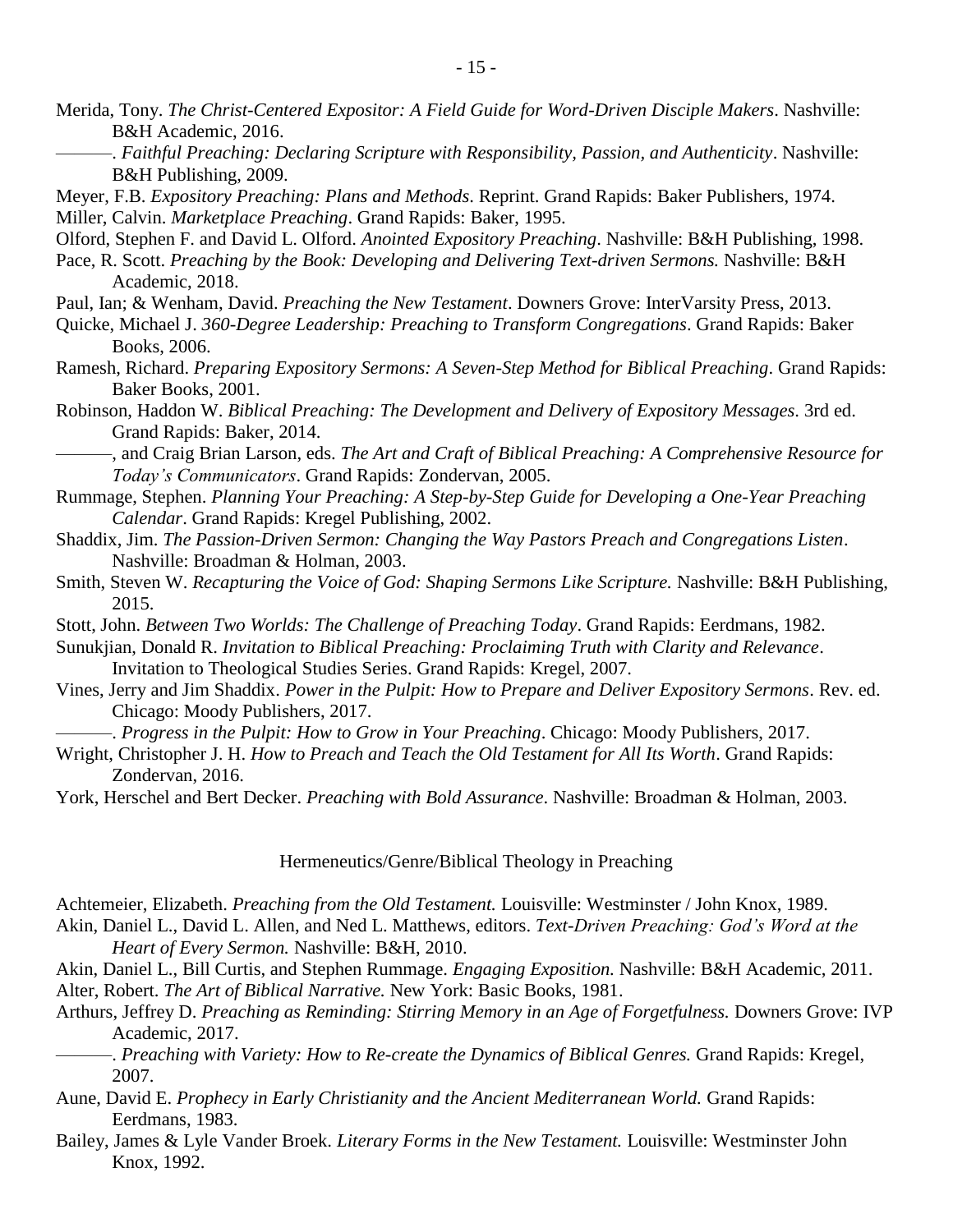Merida, Tony. *The Christ-Centered Expositor: A Field Guide for Word-Driven Disciple Makers*. Nashville: B&H Academic, 2016.

———. *Faithful Preaching: Declaring Scripture with Responsibility, Passion, and Authenticity*. Nashville: B&H Publishing, 2009.

Meyer, F.B. *Expository Preaching: Plans and Methods*. Reprint. Grand Rapids: Baker Publishers, 1974.

Miller, Calvin. *Marketplace Preaching*. Grand Rapids: Baker, 1995.

Olford, Stephen F. and David L. Olford. *Anointed Expository Preaching*. Nashville: B&H Publishing, 1998.

Pace, R. Scott. *Preaching by the Book: Developing and Delivering Text-driven Sermons.* Nashville: B&H Academic, 2018.

Paul, Ian; & Wenham, David. *Preaching the New Testament*. Downers Grove: InterVarsity Press, 2013.

Quicke, Michael J. *360-Degree Leadership: Preaching to Transform Congregations*. Grand Rapids: Baker Books, 2006.

Ramesh, Richard. *Preparing Expository Sermons: A Seven-Step Method for Biblical Preaching*. Grand Rapids: Baker Books, 2001.

Robinson, Haddon W. *Biblical Preaching: The Development and Delivery of Expository Messages*. 3rd ed. Grand Rapids: Baker, 2014.

———, and Craig Brian Larson, eds. *The Art and Craft of Biblical Preaching: A Comprehensive Resource for Today's Communicators*. Grand Rapids: Zondervan, 2005.

Rummage, Stephen. *Planning Your Preaching: A Step-by-Step Guide for Developing a One-Year Preaching Calendar*. Grand Rapids: Kregel Publishing, 2002.

Shaddix, Jim. *The Passion-Driven Sermon: Changing the Way Pastors Preach and Congregations Listen*. Nashville: Broadman & Holman, 2003.

Smith, Steven W. *Recapturing the Voice of God: Shaping Sermons Like Scripture.* Nashville: B&H Publishing, 2015.

Stott, John. *Between Two Worlds: The Challenge of Preaching Today*. Grand Rapids: Eerdmans, 1982.

Sunukjian, Donald R. *Invitation to Biblical Preaching: Proclaiming Truth with Clarity and Relevance*. Invitation to Theological Studies Series. Grand Rapids: Kregel, 2007.

Vines, Jerry and Jim Shaddix. *Power in the Pulpit: How to Prepare and Deliver Expository Sermons*. Rev. ed. Chicago: Moody Publishers, 2017.

———. *Progress in the Pulpit: How to Grow in Your Preaching*. Chicago: Moody Publishers, 2017.

Wright, Christopher J. H. *How to Preach and Teach the Old Testament for All Its Worth*. Grand Rapids: Zondervan, 2016.

York, Herschel and Bert Decker. *Preaching with Bold Assurance*. Nashville: Broadman & Holman, 2003.

## Hermeneutics/Genre/Biblical Theology in Preaching

Achtemeier, Elizabeth. *Preaching from the Old Testament.* Louisville: Westminster / John Knox, 1989.

Akin, Daniel L., David L. Allen, and Ned L. Matthews, editors. *Text-Driven Preaching: God's Word at the Heart of Every Sermon.* Nashville: B&H, 2010.

Akin, Daniel L., Bill Curtis, and Stephen Rummage. *Engaging Exposition.* Nashville: B&H Academic, 2011.

Alter, Robert. *The Art of Biblical Narrative.* New York: Basic Books, 1981.

Arthurs, Jeffrey D. *Preaching as Reminding: Stirring Memory in an Age of Forgetfulness.* Downers Grove: IVP Academic, 2017.

———. *Preaching with Variety: How to Re-create the Dynamics of Biblical Genres.* Grand Rapids: Kregel, 2007.

Aune, David E. *Prophecy in Early Christianity and the Ancient Mediterranean World.* Grand Rapids: Eerdmans, 1983.

Bailey, James & Lyle Vander Broek. *Literary Forms in the New Testament.* Louisville: Westminster John Knox, 1992.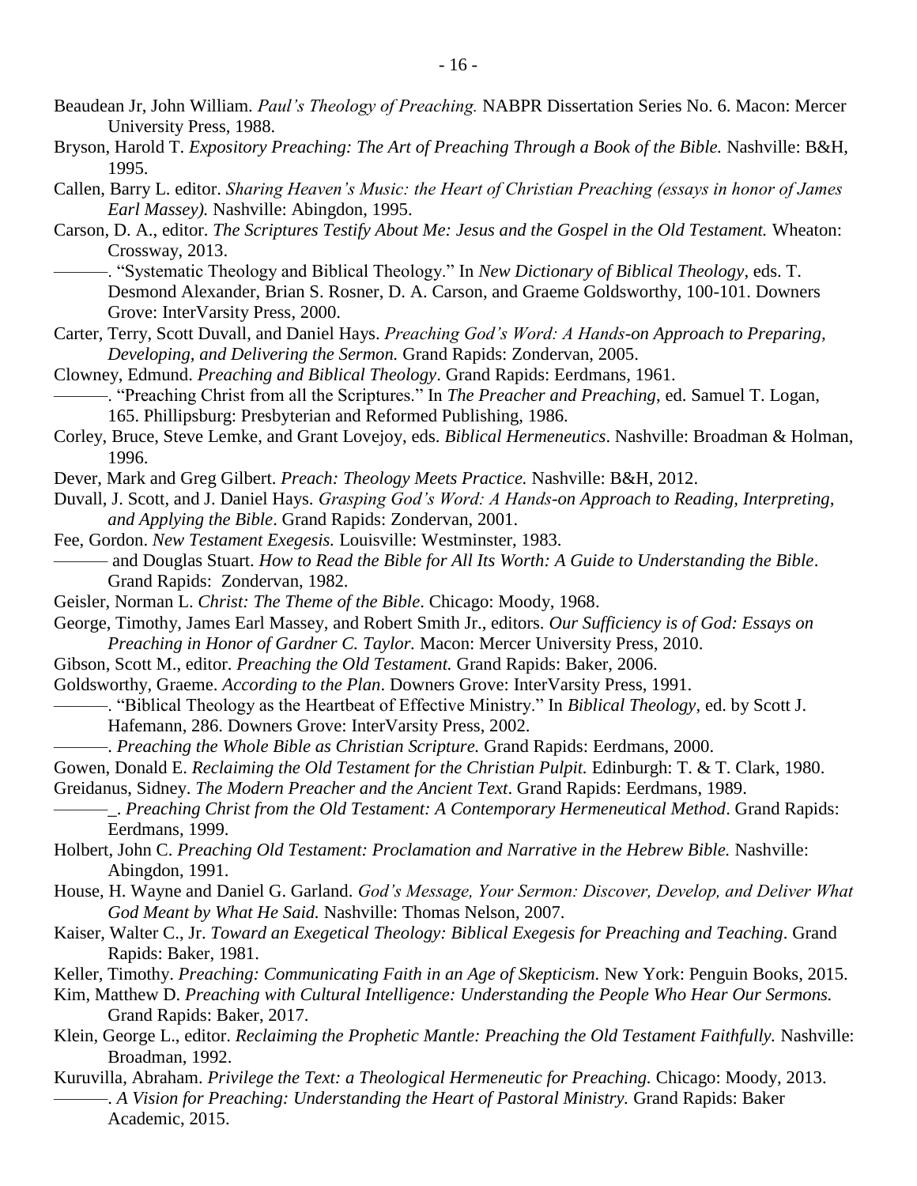Beaudean Jr, John William. *Paul's Theology of Preaching.* NABPR Dissertation Series No. 6. Macon: Mercer University Press, 1988.

Bryson, Harold T. *Expository Preaching: The Art of Preaching Through a Book of the Bible.* Nashville: B&H, 1995.

Callen, Barry L. editor. *Sharing Heaven's Music: the Heart of Christian Preaching (essays in honor of James Earl Massey).* Nashville: Abingdon, 1995.

Carson, D. A., editor. *The Scriptures Testify About Me: Jesus and the Gospel in the Old Testament.* Wheaton: Crossway, 2013.

———. "Systematic Theology and Biblical Theology." In *New Dictionary of Biblical Theology*, eds. T. Desmond Alexander, Brian S. Rosner, D. A. Carson, and Graeme Goldsworthy, 100-101. Downers Grove: InterVarsity Press, 2000.

Carter, Terry, Scott Duvall, and Daniel Hays. *Preaching God's Word: A Hands-on Approach to Preparing, Developing, and Delivering the Sermon.* Grand Rapids: Zondervan, 2005.

Clowney, Edmund. *Preaching and Biblical Theology*. Grand Rapids: Eerdmans, 1961.

———. "Preaching Christ from all the Scriptures." In *The Preacher and Preaching*, ed. Samuel T. Logan, 165. Phillipsburg: Presbyterian and Reformed Publishing, 1986.

Corley, Bruce, Steve Lemke, and Grant Lovejoy, eds. *Biblical Hermeneutics*. Nashville: Broadman & Holman, 1996.

Dever, Mark and Greg Gilbert. *Preach: Theology Meets Practice.* Nashville: B&H, 2012.

Duvall, J. Scott, and J. Daniel Hays. *Grasping God's Word: A Hands-on Approach to Reading, Interpreting, and Applying the Bible*. Grand Rapids: Zondervan, 2001.

Fee, Gordon. *New Testament Exegesis.* Louisville: Westminster, 1983.

——— and Douglas Stuart. *How to Read the Bible for All Its Worth: A Guide to Understanding the Bible*. Grand Rapids: Zondervan, 1982.

Geisler, Norman L. *Christ: The Theme of the Bible*. Chicago: Moody, 1968.

George, Timothy, James Earl Massey, and Robert Smith Jr., editors. *Our Sufficiency is of God: Essays on Preaching in Honor of Gardner C. Taylor.* Macon: Mercer University Press, 2010.

Gibson, Scott M., editor. *Preaching the Old Testament.* Grand Rapids: Baker, 2006.

Goldsworthy, Graeme. *According to the Plan*. Downers Grove: InterVarsity Press, 1991.

———. "Biblical Theology as the Heartbeat of Effective Ministry." In *Biblical Theology*, ed. by Scott J. Hafemann, 286. Downers Grove: InterVarsity Press, 2002.

———. *Preaching the Whole Bible as Christian Scripture.* Grand Rapids: Eerdmans, 2000.

Gowen, Donald E. *Reclaiming the Old Testament for the Christian Pulpit.* Edinburgh: T. & T. Clark, 1980.

Greidanus, Sidney. *The Modern Preacher and the Ancient Text*. Grand Rapids: Eerdmans, 1989.

———_. *Preaching Christ from the Old Testament: A Contemporary Hermeneutical Method*. Grand Rapids: Eerdmans, 1999.

Holbert, John C. *Preaching Old Testament: Proclamation and Narrative in the Hebrew Bible.* Nashville: Abingdon, 1991.

House, H. Wayne and Daniel G. Garland. *God's Message, Your Sermon: Discover, Develop, and Deliver What God Meant by What He Said.* Nashville: Thomas Nelson, 2007.

Kaiser, Walter C., Jr. *Toward an Exegetical Theology: Biblical Exegesis for Preaching and Teaching*. Grand Rapids: Baker, 1981.

Keller, Timothy. *Preaching: Communicating Faith in an Age of Skepticism*. New York: Penguin Books, 2015.

Kim, Matthew D. *Preaching with Cultural Intelligence: Understanding the People Who Hear Our Sermons.* Grand Rapids: Baker, 2017.

Klein, George L., editor. *Reclaiming the Prophetic Mantle: Preaching the Old Testament Faithfully.* Nashville: Broadman, 1992.

Kuruvilla, Abraham. *Privilege the Text: a Theological Hermeneutic for Preaching.* Chicago: Moody, 2013.

———. *A Vision for Preaching: Understanding the Heart of Pastoral Ministry.* Grand Rapids: Baker Academic, 2015.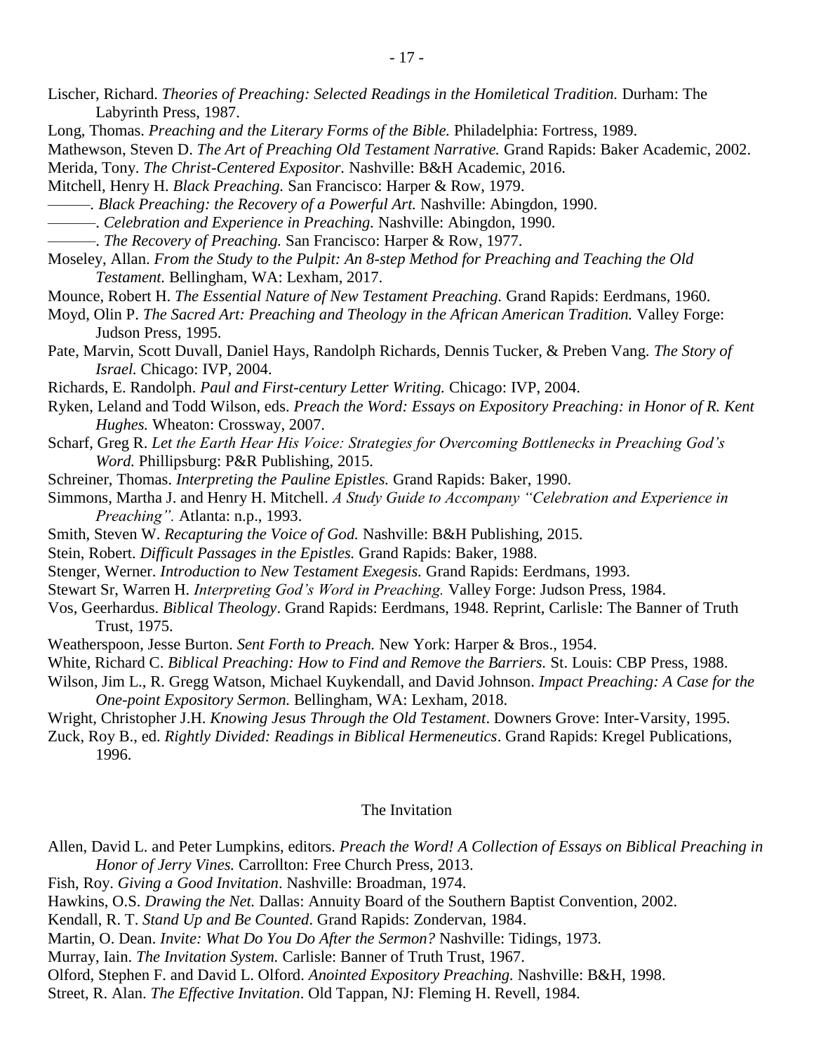Lischer, Richard. *Theories of Preaching: Selected Readings in the Homiletical Tradition.* Durham: The Labyrinth Press, 1987.

Long, Thomas. *Preaching and the Literary Forms of the Bible.* Philadelphia: Fortress, 1989.

Mathewson, Steven D. *The Art of Preaching Old Testament Narrative.* Grand Rapids: Baker Academic, 2002.

Merida, Tony. *The Christ-Centered Expositor.* Nashville: B&H Academic, 2016.

Mitchell, Henry H. *Black Preaching.* San Francisco: Harper & Row, 1979.

———. *Black Preaching: the Recovery of a Powerful Art.* Nashville: Abingdon, 1990.

———. *Celebration and Experience in Preaching.* Nashville: Abingdon, 1990.

———. *The Recovery of Preaching.* San Francisco: Harper & Row, 1977.

Moseley, Allan. *From the Study to the Pulpit: An 8-step Method for Preaching and Teaching the Old Testament.* Bellingham, WA: Lexham, 2017.

Mounce, Robert H. *The Essential Nature of New Testament Preaching.* Grand Rapids: Eerdmans, 1960.

Moyd, Olin P. *The Sacred Art: Preaching and Theology in the African American Tradition.* Valley Forge: Judson Press, 1995.

Pate, Marvin, Scott Duvall, Daniel Hays, Randolph Richards, Dennis Tucker, & Preben Vang. *The Story of Israel.* Chicago: IVP, 2004.

Richards, E. Randolph. *Paul and First-century Letter Writing.* Chicago: IVP, 2004.

Ryken, Leland and Todd Wilson, eds. *Preach the Word: Essays on Expository Preaching: in Honor of R. Kent Hughes.* Wheaton: Crossway, 2007.

Scharf, Greg R. *Let the Earth Hear His Voice: Strategies for Overcoming Bottlenecks in Preaching God's Word.* Phillipsburg: P&R Publishing, 2015.

Schreiner, Thomas. *Interpreting the Pauline Epistles.* Grand Rapids: Baker, 1990.

Simmons, Martha J. and Henry H. Mitchell. *A Study Guide to Accompany "Celebration and Experience in Preaching".* Atlanta: n.p., 1993.

Smith, Steven W. *Recapturing the Voice of God.* Nashville: B&H Publishing, 2015.

Stein, Robert. *Difficult Passages in the Epistles.* Grand Rapids: Baker, 1988.

Stenger, Werner. *Introduction to New Testament Exegesis.* Grand Rapids: Eerdmans, 1993.

Stewart Sr, Warren H. *Interpreting God's Word in Preaching.* Valley Forge: Judson Press, 1984.

Vos, Geerhardus. *Biblical Theology*. Grand Rapids: Eerdmans, 1948. Reprint, Carlisle: The Banner of Truth Trust, 1975.

Weatherspoon, Jesse Burton. *Sent Forth to Preach.* New York: Harper & Bros., 1954.

White, Richard C. *Biblical Preaching: How to Find and Remove the Barriers.* St. Louis: CBP Press, 1988.

Wilson, Jim L., R. Gregg Watson, Michael Kuykendall, and David Johnson. *Impact Preaching: A Case for the One-point Expository Sermon.* Bellingham, WA: Lexham, 2018.

Wright, Christopher J.H. *Knowing Jesus Through the Old Testament*. Downers Grove: Inter-Varsity, 1995.

Zuck, Roy B., ed. *Rightly Divided: Readings in Biblical Hermeneutics*. Grand Rapids: Kregel Publications, 1996.

## The Invitation

Allen, David L. and Peter Lumpkins, editors. *Preach the Word! A Collection of Essays on Biblical Preaching in Honor of Jerry Vines.* Carrollton: Free Church Press, 2013.

Fish, Roy. *Giving a Good Invitation*. Nashville: Broadman, 1974.

Hawkins, O.S. *Drawing the Net.* Dallas: Annuity Board of the Southern Baptist Convention, 2002.

Kendall, R. T. *Stand Up and Be Counted*. Grand Rapids: Zondervan, 1984.

Martin, O. Dean. *Invite: What Do You Do After the Sermon?* Nashville: Tidings, 1973.

Murray, Iain. *The Invitation System.* Carlisle: Banner of Truth Trust, 1967.

Olford, Stephen F. and David L. Olford. *Anointed Expository Preaching.* Nashville: B&H, 1998.

Street, R. Alan. *The Effective Invitation*. Old Tappan, NJ: Fleming H. Revell, 1984.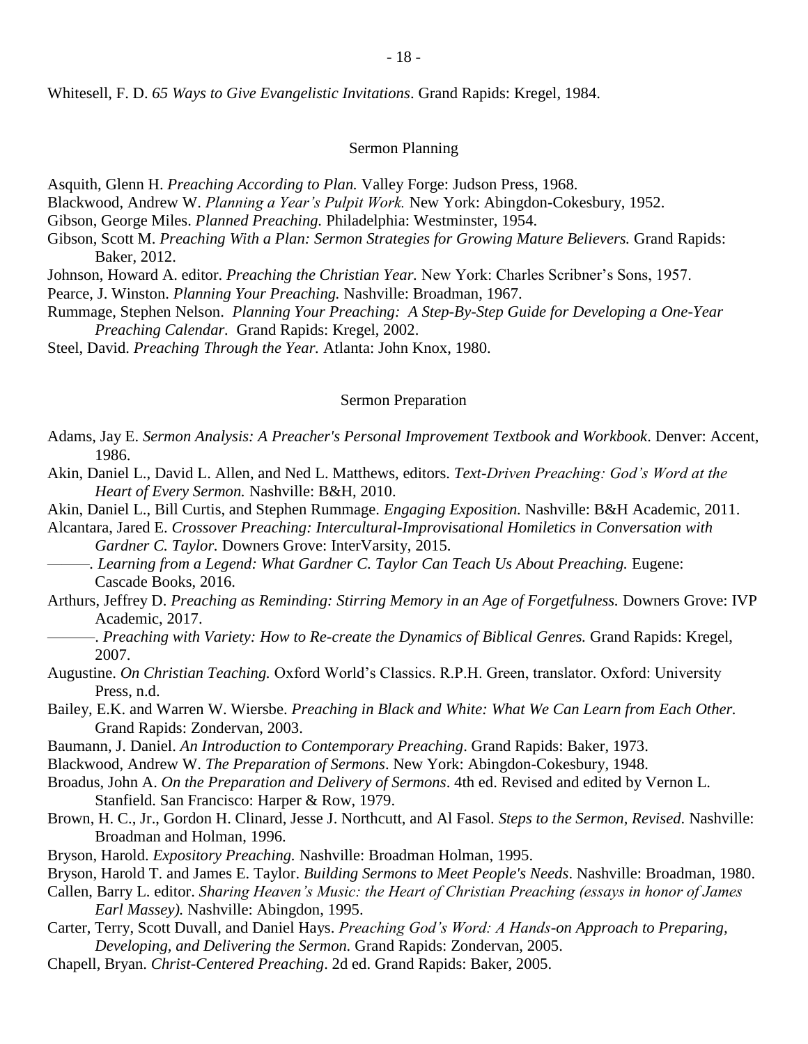Whitesell, F. D. *65 Ways to Give Evangelistic Invitations*. Grand Rapids: Kregel, 1984.

## Sermon Planning

Asquith, Glenn H. *Preaching According to Plan.* Valley Forge: Judson Press, 1968.

Blackwood, Andrew W. *Planning a Year's Pulpit Work.* New York: Abingdon-Cokesbury, 1952.

Gibson, George Miles. *Planned Preaching.* Philadelphia: Westminster, 1954.

Gibson, Scott M. *Preaching With a Plan: Sermon Strategies for Growing Mature Believers.* Grand Rapids: Baker, 2012.

Johnson, Howard A. editor. *Preaching the Christian Year.* New York: Charles Scribner's Sons, 1957.

Pearce, J. Winston. *Planning Your Preaching.* Nashville: Broadman, 1967.

Rummage, Stephen Nelson. *Planning Your Preaching: A Step-By-Step Guide for Developing a One-Year Preaching Calendar.* Grand Rapids: Kregel, 2002.

Steel, David. *Preaching Through the Year.* Atlanta: John Knox, 1980.

## Sermon Preparation

Adams, Jay E. *Sermon Analysis: A Preacher's Personal Improvement Textbook and Workbook*. Denver: Accent, 1986.

Akin, Daniel L., David L. Allen, and Ned L. Matthews, editors. *Text-Driven Preaching: God's Word at the Heart of Every Sermon.* Nashville: B&H, 2010.

Akin, Daniel L., Bill Curtis, and Stephen Rummage. *Engaging Exposition.* Nashville: B&H Academic, 2011.

Alcantara, Jared E. *Crossover Preaching: Intercultural-Improvisational Homiletics in Conversation with Gardner C. Taylor.* Downers Grove: InterVarsity, 2015.

———. *Learning from a Legend: What Gardner C. Taylor Can Teach Us About Preaching.* Eugene: Cascade Books, 2016.

Arthurs, Jeffrey D. *Preaching as Reminding: Stirring Memory in an Age of Forgetfulness.* Downers Grove: IVP Academic, 2017.

———. *Preaching with Variety: How to Re-create the Dynamics of Biblical Genres.* Grand Rapids: Kregel, 2007.

Augustine. *On Christian Teaching.* Oxford World's Classics. R.P.H. Green, translator. Oxford: University Press, n.d.

Bailey, E.K. and Warren W. Wiersbe. *Preaching in Black and White: What We Can Learn from Each Other.* Grand Rapids: Zondervan, 2003.

Baumann, J. Daniel. *An Introduction to Contemporary Preaching*. Grand Rapids: Baker, 1973.

Blackwood, Andrew W. *The Preparation of Sermons*. New York: Abingdon-Cokesbury, 1948.

Broadus, John A. *On the Preparation and Delivery of Sermons*. 4th ed. Revised and edited by Vernon L. Stanfield. San Francisco: Harper & Row, 1979.

Brown, H. C., Jr., Gordon H. Clinard, Jesse J. Northcutt, and Al Fasol. *Steps to the Sermon, Revised*. Nashville: Broadman and Holman, 1996.

Bryson, Harold. *Expository Preaching.* Nashville: Broadman Holman, 1995.

Bryson, Harold T. and James E. Taylor. *Building Sermons to Meet People's Needs*. Nashville: Broadman, 1980.

Callen, Barry L. editor. *Sharing Heaven's Music: the Heart of Christian Preaching (essays in honor of James Earl Massey).* Nashville: Abingdon, 1995.

Carter, Terry, Scott Duvall, and Daniel Hays. *Preaching God's Word: A Hands-on Approach to Preparing, Developing, and Delivering the Sermon.* Grand Rapids: Zondervan, 2005.

Chapell, Bryan. *Christ-Centered Preaching*. 2d ed. Grand Rapids: Baker, 2005.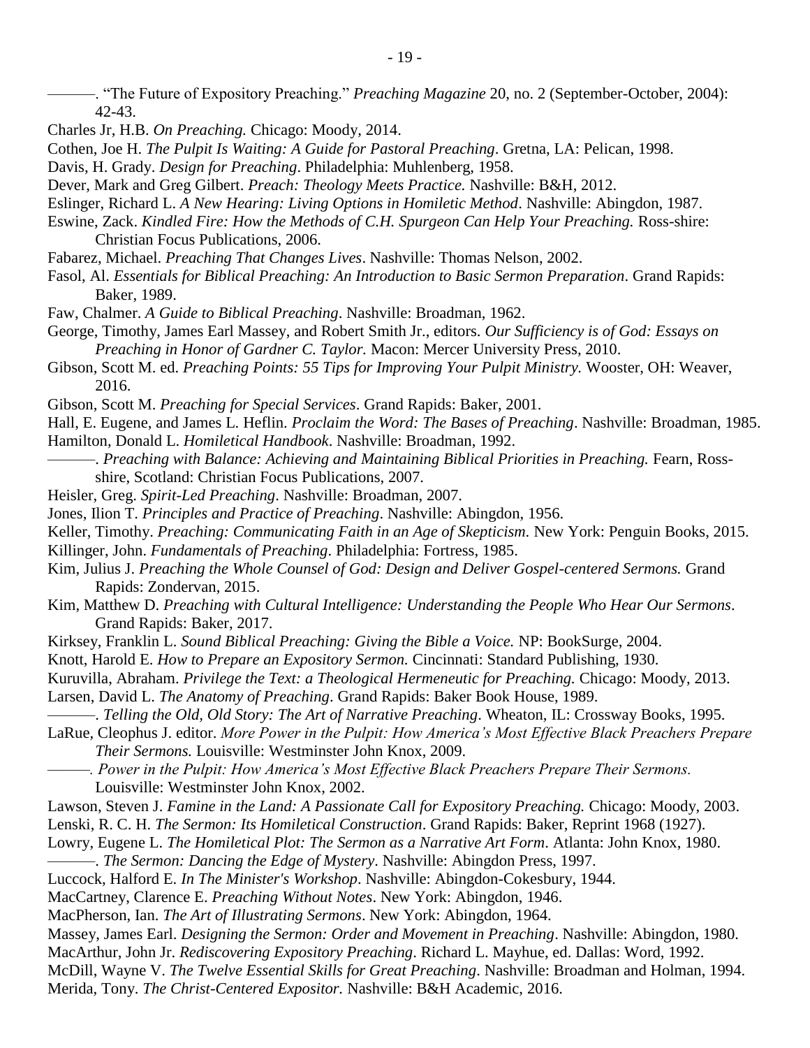———. "The Future of Expository Preaching." *Preaching Magazine* 20, no. 2 (September-October, 2004): 42-43.

Charles Jr, H.B. *On Preaching.* Chicago: Moody, 2014.

Cothen, Joe H. *The Pulpit Is Waiting: A Guide for Pastoral Preaching*. Gretna, LA: Pelican, 1998.

Davis, H. Grady. *Design for Preaching*. Philadelphia: Muhlenberg, 1958.

Dever, Mark and Greg Gilbert. *Preach: Theology Meets Practice.* Nashville: B&H, 2012.

Eslinger, Richard L. *A New Hearing: Living Options in Homiletic Method*. Nashville: Abingdon, 1987.

Eswine, Zack. *Kindled Fire: How the Methods of C.H. Spurgeon Can Help Your Preaching.* Ross-shire: Christian Focus Publications, 2006.

Fabarez, Michael. *Preaching That Changes Lives*. Nashville: Thomas Nelson, 2002.

Fasol, Al. *Essentials for Biblical Preaching: An Introduction to Basic Sermon Preparation*. Grand Rapids: Baker, 1989.

Faw, Chalmer. *A Guide to Biblical Preaching*. Nashville: Broadman, 1962.

George, Timothy, James Earl Massey, and Robert Smith Jr., editors. *Our Sufficiency is of God: Essays on Preaching in Honor of Gardner C. Taylor.* Macon: Mercer University Press, 2010.

Gibson, Scott M. ed. *Preaching Points: 55 Tips for Improving Your Pulpit Ministry.* Wooster, OH: Weaver, 2016.

Gibson, Scott M. *Preaching for Special Services*. Grand Rapids: Baker, 2001.

Hall, E. Eugene, and James L. Heflin. *Proclaim the Word: The Bases of Preaching*. Nashville: Broadman, 1985.

Hamilton, Donald L. *Homiletical Handbook*. Nashville: Broadman, 1992.

———. *Preaching with Balance: Achieving and Maintaining Biblical Priorities in Preaching.* Fearn, Ross-shire, Scotland: Christian Focus Publications, 2007.

Heisler, Greg. *Spirit-Led Preaching*. Nashville: Broadman, 2007.

Jones, Ilion T. *Principles and Practice of Preaching*. Nashville: Abingdon, 1956.

Keller, Timothy. *Preaching: Communicating Faith in an Age of Skepticism.* New York: Penguin Books, 2015.

Killinger, John. *Fundamentals of Preaching*. Philadelphia: Fortress, 1985.

Kim, Julius J. *Preaching the Whole Counsel of God: Design and Deliver Gospel-centered Sermons.* Grand Rapids: Zondervan, 2015.

Kim, Matthew D. *Preaching with Cultural Intelligence: Understanding the People Who Hear Our Sermons*. Grand Rapids: Baker, 2017.

Kirksey, Franklin L. *Sound Biblical Preaching: Giving the Bible a Voice.* NP: BookSurge, 2004.

Knott, Harold E. *How to Prepare an Expository Sermon.* Cincinnati: Standard Publishing, 1930.

Kuruvilla, Abraham. *Privilege the Text: a Theological Hermeneutic for Preaching.* Chicago: Moody, 2013.

Larsen, David L. *The Anatomy of Preaching*. Grand Rapids: Baker Book House, 1989.

———. *Telling the Old, Old Story: The Art of Narrative Preaching*. Wheaton, IL: Crossway Books, 1995.

LaRue, Cleophus J. editor. *More Power in the Pulpit: How America's Most Effective Black Preachers Prepare Their Sermons.* Louisville: Westminster John Knox, 2009.

———. *Power in the Pulpit: How America's Most Effective Black Preachers Prepare Their Sermons.* Louisville: Westminster John Knox, 2002.

Lawson, Steven J. *Famine in the Land: A Passionate Call for Expository Preaching.* Chicago: Moody, 2003.

Lenski, R. C. H. *The Sermon: Its Homiletical Construction*. Grand Rapids: Baker, Reprint 1968 (1927).

Lowry, Eugene L. *The Homiletical Plot: The Sermon as a Narrative Art Form*. Atlanta: John Knox, 1980.

———. *The Sermon: Dancing the Edge of Mystery*. Nashville: Abingdon Press, 1997.

Luccock, Halford E. *In The Minister's Workshop*. Nashville: Abingdon-Cokesbury, 1944.

MacCartney, Clarence E. *Preaching Without Notes*. New York: Abingdon, 1946.

MacPherson, Ian. *The Art of Illustrating Sermons*. New York: Abingdon, 1964.

Massey, James Earl. *Designing the Sermon: Order and Movement in Preaching*. Nashville: Abingdon, 1980.

MacArthur, John Jr. *Rediscovering Expository Preaching*. Richard L. Mayhue, ed. Dallas: Word, 1992.

McDill, Wayne V. *The Twelve Essential Skills for Great Preaching*. Nashville: Broadman and Holman, 1994.

Merida, Tony. *The Christ-Centered Expositor.* Nashville: B&H Academic, 2016.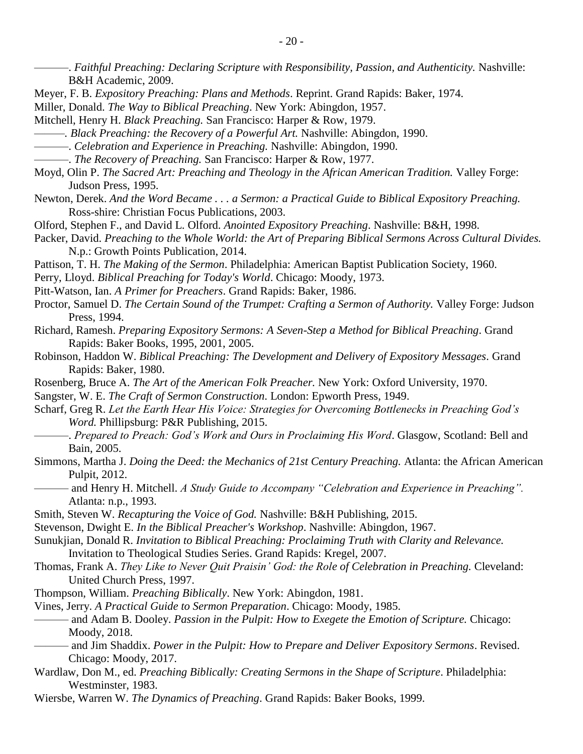———. *Faithful Preaching: Declaring Scripture with Responsibility, Passion, and Authenticity.* Nashville: B&H Academic, 2009.

Meyer, F. B. *Expository Preaching: Plans and Methods*. Reprint. Grand Rapids: Baker, 1974.

Miller, Donald. *The Way to Biblical Preaching*. New York: Abingdon, 1957.

Mitchell, Henry H. *Black Preaching.* San Francisco: Harper & Row, 1979.

———. *Black Preaching: the Recovery of a Powerful Art.* Nashville: Abingdon, 1990.

———. *Celebration and Experience in Preaching.* Nashville: Abingdon, 1990.

———. *The Recovery of Preaching.* San Francisco: Harper & Row, 1977.

Moyd, Olin P. *The Sacred Art: Preaching and Theology in the African American Tradition.* Valley Forge: Judson Press, 1995.

Newton, Derek. *And the Word Became . . . a Sermon: a Practical Guide to Biblical Expository Preaching.* Ross-shire: Christian Focus Publications, 2003.

Olford, Stephen F., and David L. Olford. *Anointed Expository Preaching*. Nashville: B&H, 1998.

Packer, David. *Preaching to the Whole World: the Art of Preparing Biblical Sermons Across Cultural Divides.* N.p.: Growth Points Publication, 2014.

Pattison, T. H. *The Making of the Sermon*. Philadelphia: American Baptist Publication Society, 1960.

Perry, Lloyd. *Biblical Preaching for Today's World*. Chicago: Moody, 1973.

Pitt-Watson, Ian. *A Primer for Preachers*. Grand Rapids: Baker, 1986.

Proctor, Samuel D. *The Certain Sound of the Trumpet: Crafting a Sermon of Authority.* Valley Forge: Judson Press, 1994.

Richard, Ramesh. *Preparing Expository Sermons: A Seven-Step a Method for Biblical Preaching*. Grand Rapids: Baker Books, 1995, 2001, 2005.

Robinson, Haddon W. *Biblical Preaching: The Development and Delivery of Expository Messages*. Grand Rapids: Baker, 1980.

Rosenberg, Bruce A. *The Art of the American Folk Preacher.* New York: Oxford University, 1970.

Sangster, W. E. *The Craft of Sermon Construction*. London: Epworth Press, 1949.

Scharf, Greg R. *Let the Earth Hear His Voice: Strategies for Overcoming Bottlenecks in Preaching God's Word.* Phillipsburg: P&R Publishing, 2015.

———. *Prepared to Preach: God's Work and Ours in Proclaiming His Word*. Glasgow, Scotland: Bell and Bain, 2005.

Simmons, Martha J. *Doing the Deed: the Mechanics of 21st Century Preaching.* Atlanta: the African American Pulpit, 2012.

——— and Henry H. Mitchell. *A Study Guide to Accompany "Celebration and Experience in Preaching".* Atlanta: n.p., 1993.

Smith, Steven W. *Recapturing the Voice of God.* Nashville: B&H Publishing, 2015.

Stevenson, Dwight E. *In the Biblical Preacher's Workshop*. Nashville: Abingdon, 1967.

Sunukjian, Donald R. *Invitation to Biblical Preaching: Proclaiming Truth with Clarity and Relevance.* Invitation to Theological Studies Series. Grand Rapids: Kregel, 2007.

Thomas, Frank A. *They Like to Never Quit Praisin' God: the Role of Celebration in Preaching.* Cleveland: United Church Press, 1997.

Thompson, William. *Preaching Biblically*. New York: Abingdon, 1981.

Vines, Jerry. *A Practical Guide to Sermon Preparation*. Chicago: Moody, 1985.

——— and Adam B. Dooley. *Passion in the Pulpit: How to Exegete the Emotion of Scripture.* Chicago: Moody, 2018.

——— and Jim Shaddix. *Power in the Pulpit: How to Prepare and Deliver Expository Sermons*. Revised. Chicago: Moody, 2017.

Wardlaw, Don M., ed. *Preaching Biblically: Creating Sermons in the Shape of Scripture*. Philadelphia: Westminster, 1983.

Wiersbe, Warren W. *The Dynamics of Preaching*. Grand Rapids: Baker Books, 1999.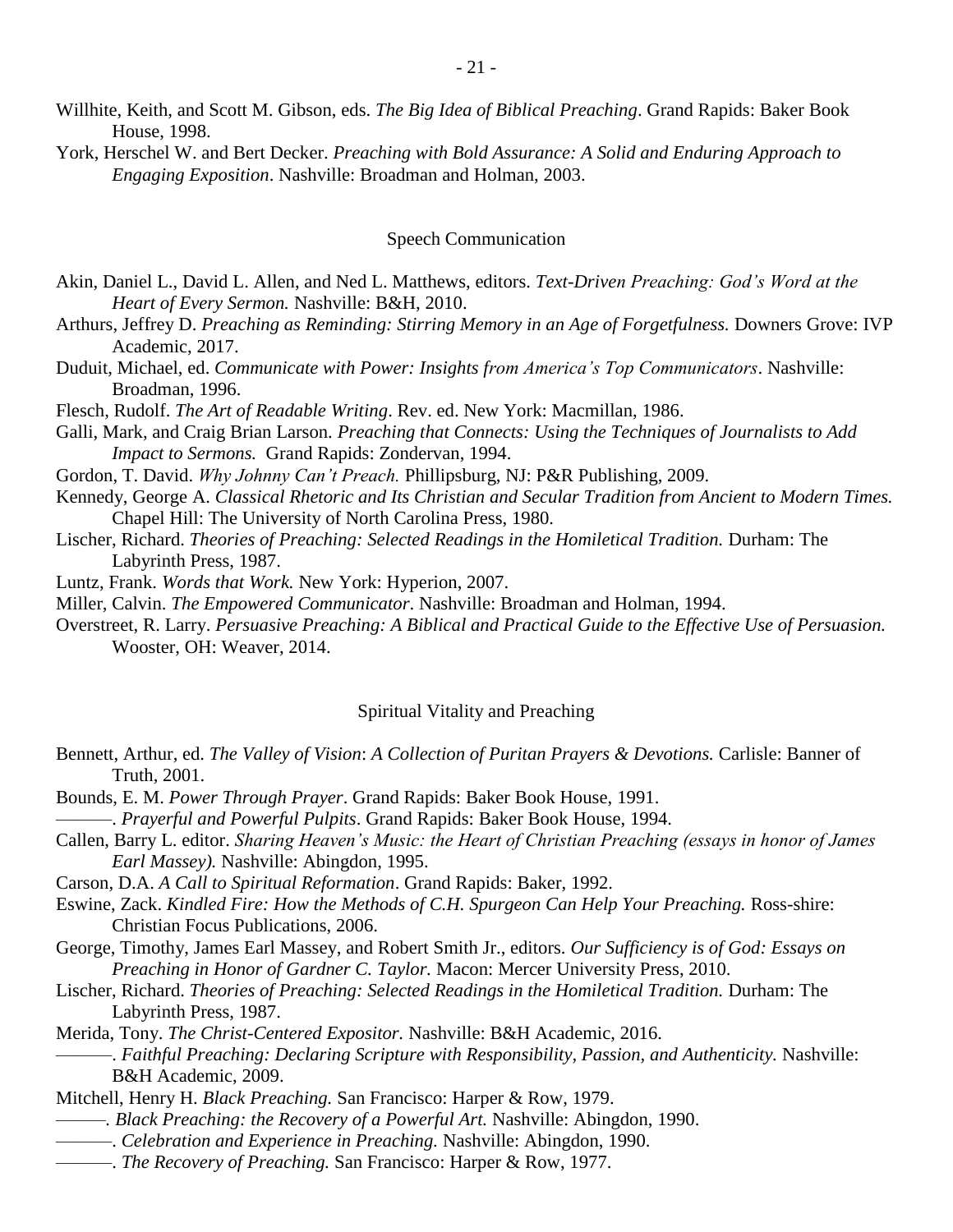Willhite, Keith, and Scott M. Gibson, eds. *The Big Idea of Biblical Preaching*. Grand Rapids: Baker Book House, 1998.

York, Herschel W. and Bert Decker. *Preaching with Bold Assurance: A Solid and Enduring Approach to Engaging Exposition*. Nashville: Broadman and Holman, 2003.

## Speech Communication

Akin, Daniel L., David L. Allen, and Ned L. Matthews, editors. *Text-Driven Preaching: God's Word at the Heart of Every Sermon.* Nashville: B&H, 2010.

Arthurs, Jeffrey D. *Preaching as Reminding: Stirring Memory in an Age of Forgetfulness.* Downers Grove: IVP Academic, 2017.

Duduit, Michael, ed. *Communicate with Power: Insights from America's Top Communicators*. Nashville: Broadman, 1996.

Flesch, Rudolf. *The Art of Readable Writing*. Rev. ed. New York: Macmillan, 1986.

Galli, Mark, and Craig Brian Larson. *Preaching that Connects: Using the Techniques of Journalists to Add Impact to Sermons.* Grand Rapids: Zondervan, 1994.

Gordon, T. David. *Why Johnny Can't Preach.* Phillipsburg, NJ: P&R Publishing, 2009.

Kennedy, George A. *Classical Rhetoric and Its Christian and Secular Tradition from Ancient to Modern Times.* Chapel Hill: The University of North Carolina Press, 1980.

Lischer, Richard. *Theories of Preaching: Selected Readings in the Homiletical Tradition.* Durham: The Labyrinth Press, 1987.

Luntz, Frank. *Words that Work.* New York: Hyperion, 2007.

Miller, Calvin. *The Empowered Communicator*. Nashville: Broadman and Holman, 1994.

Overstreet, R. Larry. *Persuasive Preaching: A Biblical and Practical Guide to the Effective Use of Persuasion.* Wooster, OH: Weaver, 2014.

## Spiritual Vitality and Preaching

Bennett, Arthur, ed. *The Valley of Vision*: *A Collection of Puritan Prayers & Devotions.* Carlisle: Banner of Truth, 2001.

Bounds, E. M. *Power Through Prayer*. Grand Rapids: Baker Book House, 1991.

———. *Prayerful and Powerful Pulpits*. Grand Rapids: Baker Book House, 1994.

Callen, Barry L. editor. *Sharing Heaven's Music: the Heart of Christian Preaching (essays in honor of James Earl Massey).* Nashville: Abingdon, 1995.

Carson, D.A. *A Call to Spiritual Reformation*. Grand Rapids: Baker, 1992.

Eswine, Zack. *Kindled Fire: How the Methods of C.H. Spurgeon Can Help Your Preaching.* Ross-shire: Christian Focus Publications, 2006.

George, Timothy, James Earl Massey, and Robert Smith Jr., editors. *Our Sufficiency is of God: Essays on Preaching in Honor of Gardner C. Taylor.* Macon: Mercer University Press, 2010.

Lischer, Richard. *Theories of Preaching: Selected Readings in the Homiletical Tradition.* Durham: The Labyrinth Press, 1987.

Merida, Tony. *The Christ-Centered Expositor.* Nashville: B&H Academic, 2016.

———. *Faithful Preaching: Declaring Scripture with Responsibility, Passion, and Authenticity.* Nashville: B&H Academic, 2009.

Mitchell, Henry H. *Black Preaching.* San Francisco: Harper & Row, 1979.

———. *Black Preaching: the Recovery of a Powerful Art.* Nashville: Abingdon, 1990.

———. *Celebration and Experience in Preaching.* Nashville: Abingdon, 1990.

———. *The Recovery of Preaching.* San Francisco: Harper & Row, 1977.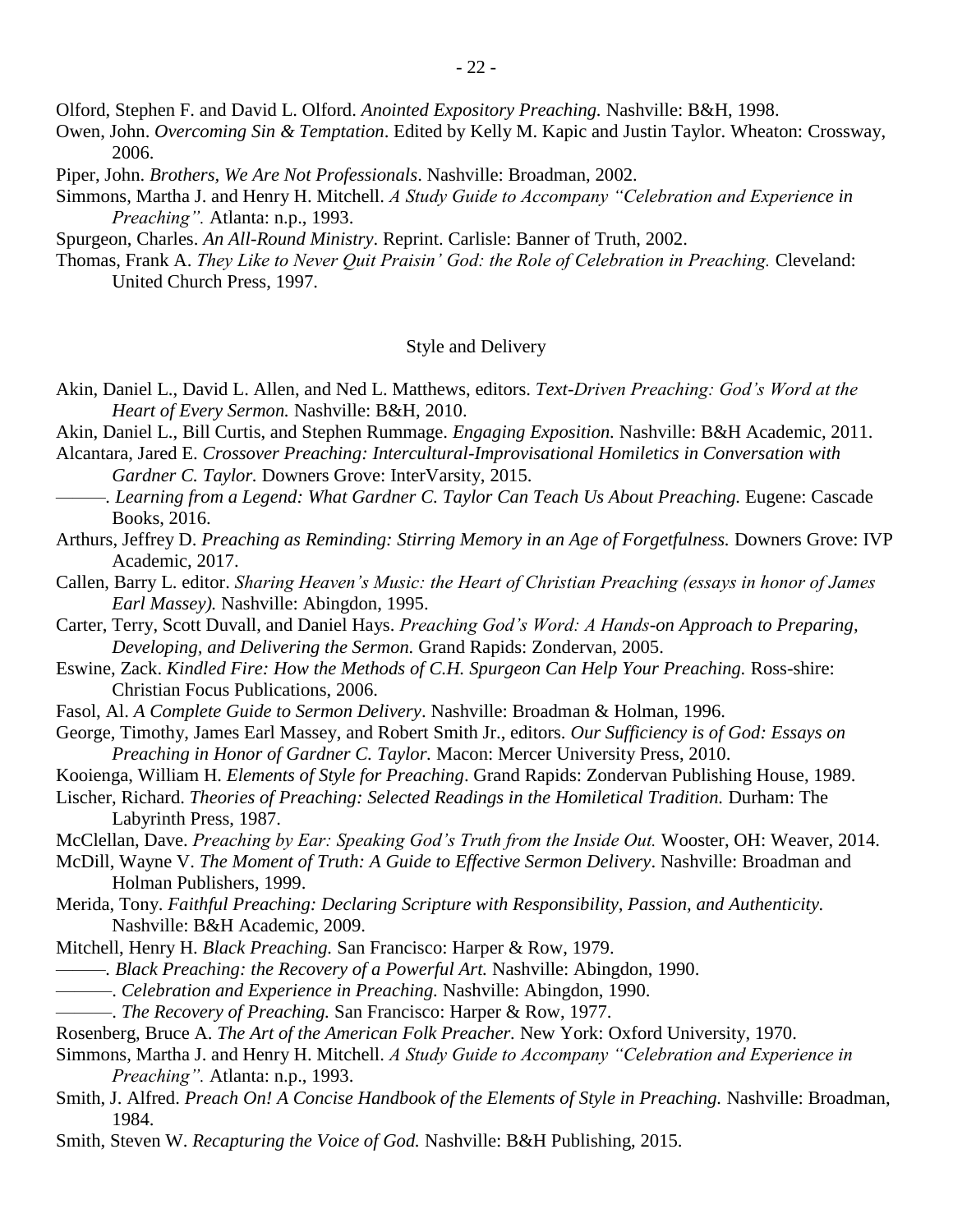Olford, Stephen F. and David L. Olford. *Anointed Expository Preaching.* Nashville: B&H, 1998.

Owen, John. *Overcoming Sin & Temptation*. Edited by Kelly M. Kapic and Justin Taylor. Wheaton: Crossway, 2006.

Piper, John. *Brothers, We Are Not Professionals*. Nashville: Broadman, 2002.

Simmons, Martha J. and Henry H. Mitchell. *A Study Guide to Accompany "Celebration and Experience in Preaching".* Atlanta: n.p., 1993.

Spurgeon, Charles. *An All-Round Ministry*. Reprint. Carlisle: Banner of Truth, 2002.

Thomas, Frank A. *They Like to Never Quit Praisin' God: the Role of Celebration in Preaching.* Cleveland: United Church Press, 1997.

## Style and Delivery

Akin, Daniel L., David L. Allen, and Ned L. Matthews, editors. *Text-Driven Preaching: God's Word at the Heart of Every Sermon.* Nashville: B&H, 2010.

Akin, Daniel L., Bill Curtis, and Stephen Rummage. *Engaging Exposition.* Nashville: B&H Academic, 2011.

Alcantara, Jared E. *Crossover Preaching: Intercultural-Improvisational Homiletics in Conversation with Gardner C. Taylor.* Downers Grove: InterVarsity, 2015.

———. *Learning from a Legend: What Gardner C. Taylor Can Teach Us About Preaching.* Eugene: Cascade Books, 2016.

Arthurs, Jeffrey D. *Preaching as Reminding: Stirring Memory in an Age of Forgetfulness.* Downers Grove: IVP Academic, 2017.

Callen, Barry L. editor. *Sharing Heaven's Music: the Heart of Christian Preaching (essays in honor of James Earl Massey).* Nashville: Abingdon, 1995.

Carter, Terry, Scott Duvall, and Daniel Hays. *Preaching God's Word: A Hands-on Approach to Preparing, Developing, and Delivering the Sermon.* Grand Rapids: Zondervan, 2005.

Eswine, Zack. *Kindled Fire: How the Methods of C.H. Spurgeon Can Help Your Preaching.* Ross-shire: Christian Focus Publications, 2006.

Fasol, Al. *A Complete Guide to Sermon Delivery*. Nashville: Broadman & Holman, 1996.

George, Timothy, James Earl Massey, and Robert Smith Jr., editors. *Our Sufficiency is of God: Essays on Preaching in Honor of Gardner C. Taylor.* Macon: Mercer University Press, 2010.

Kooienga, William H. *Elements of Style for Preaching*. Grand Rapids: Zondervan Publishing House, 1989.

Lischer, Richard. *Theories of Preaching: Selected Readings in the Homiletical Tradition.* Durham: The Labyrinth Press, 1987.

McClellan, Dave. *Preaching by Ear: Speaking God's Truth from the Inside Out.* Wooster, OH: Weaver, 2014.

McDill, Wayne V. *The Moment of Truth: A Guide to Effective Sermon Delivery*. Nashville: Broadman and Holman Publishers, 1999.

Merida, Tony. *Faithful Preaching: Declaring Scripture with Responsibility, Passion, and Authenticity.* Nashville: B&H Academic, 2009.

Mitchell, Henry H. *Black Preaching.* San Francisco: Harper & Row, 1979.

———. *Black Preaching: the Recovery of a Powerful Art.* Nashville: Abingdon, 1990.

———. *Celebration and Experience in Preaching.* Nashville: Abingdon, 1990.

———. *The Recovery of Preaching.* San Francisco: Harper & Row, 1977.

Rosenberg, Bruce A. *The Art of the American Folk Preacher.* New York: Oxford University, 1970.

Simmons, Martha J. and Henry H. Mitchell. *A Study Guide to Accompany "Celebration and Experience in Preaching".* Atlanta: n.p., 1993.

Smith, J. Alfred. *Preach On! A Concise Handbook of the Elements of Style in Preaching.* Nashville: Broadman, 1984.

Smith, Steven W. *Recapturing the Voice of God.* Nashville: B&H Publishing, 2015.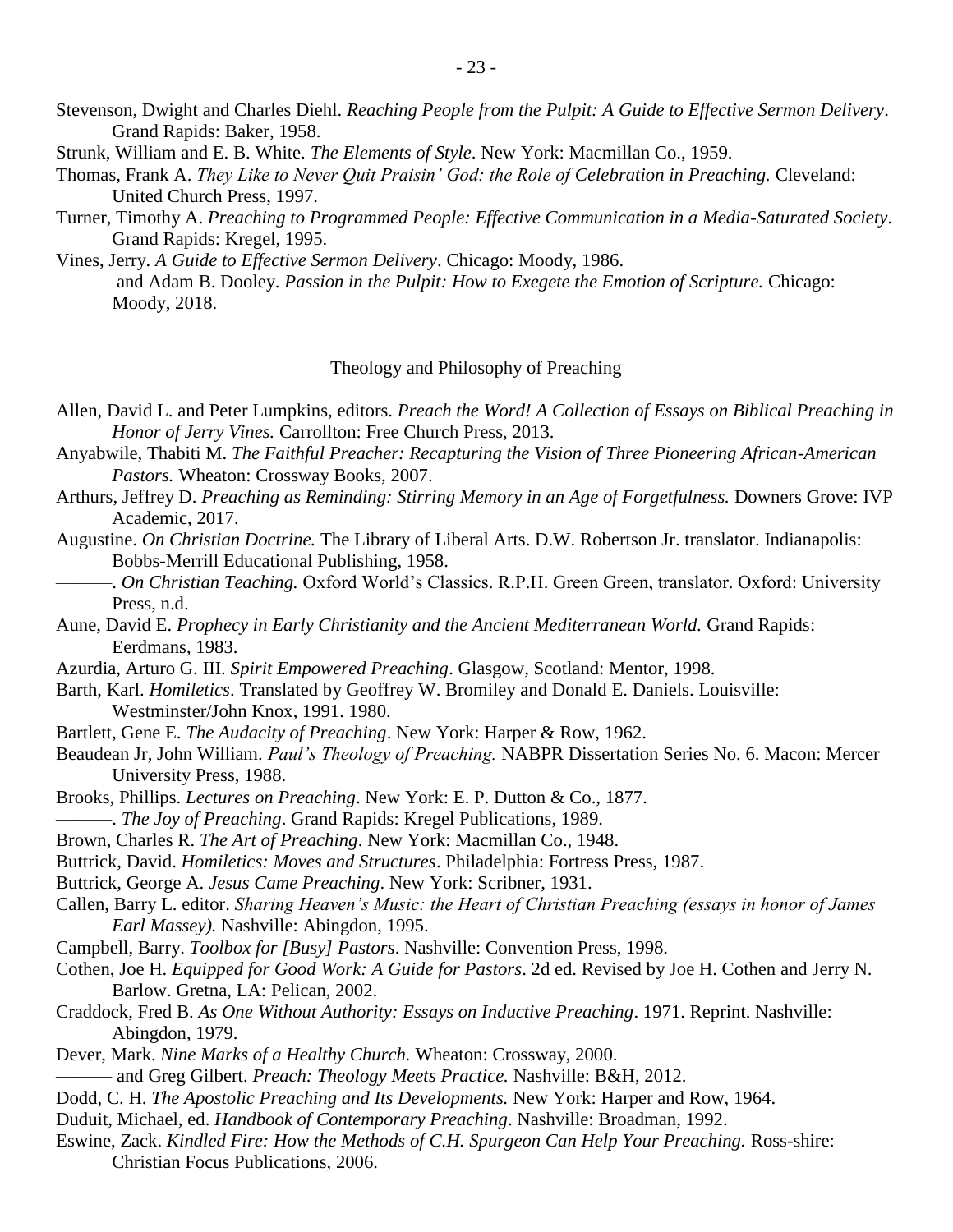Stevenson, Dwight and Charles Diehl. *Reaching People from the Pulpit: A Guide to Effective Sermon Delivery*. Grand Rapids: Baker, 1958.

Strunk, William and E. B. White. *The Elements of Style*. New York: Macmillan Co., 1959.

Thomas, Frank A. *They Like to Never Quit Praisin' God: the Role of Celebration in Preaching.* Cleveland: United Church Press, 1997.

Turner, Timothy A. *Preaching to Programmed People: Effective Communication in a Media-Saturated Society*. Grand Rapids: Kregel, 1995.

Vines, Jerry. *A Guide to Effective Sermon Delivery*. Chicago: Moody, 1986.

——— and Adam B. Dooley. *Passion in the Pulpit: How to Exegete the Emotion of Scripture.* Chicago: Moody, 2018.

## Theology and Philosophy of Preaching

Allen, David L. and Peter Lumpkins, editors. *Preach the Word! A Collection of Essays on Biblical Preaching in Honor of Jerry Vines.* Carrollton: Free Church Press, 2013.

Anyabwile, Thabiti M. *The Faithful Preacher: Recapturing the Vision of Three Pioneering African-American Pastors.* Wheaton: Crossway Books, 2007.

Arthurs, Jeffrey D. *Preaching as Reminding: Stirring Memory in an Age of Forgetfulness.* Downers Grove: IVP Academic, 2017.

Augustine. *On Christian Doctrine.* The Library of Liberal Arts. D.W. Robertson Jr. translator. Indianapolis: Bobbs-Merrill Educational Publishing, 1958.

———. *On Christian Teaching.* Oxford World's Classics. R.P.H. Green Green, translator. Oxford: University Press, n.d.

Aune, David E. *Prophecy in Early Christianity and the Ancient Mediterranean World.* Grand Rapids: Eerdmans, 1983.

Azurdia, Arturo G. III. *Spirit Empowered Preaching*. Glasgow, Scotland: Mentor, 1998.

Barth, Karl. *Homiletics*. Translated by Geoffrey W. Bromiley and Donald E. Daniels. Louisville: Westminster/John Knox, 1991. 1980.

Bartlett, Gene E. *The Audacity of Preaching*. New York: Harper & Row, 1962.

Beaudean Jr, John William. *Paul's Theology of Preaching.* NABPR Dissertation Series No. 6. Macon: Mercer University Press, 1988.

Brooks, Phillips. *Lectures on Preaching*. New York: E. P. Dutton & Co., 1877.

———. *The Joy of Preaching*. Grand Rapids: Kregel Publications, 1989.

Brown, Charles R. *The Art of Preaching*. New York: Macmillan Co., 1948.

Buttrick, David. *Homiletics: Moves and Structures*. Philadelphia: Fortress Press, 1987.

Buttrick, George A. *Jesus Came Preaching*. New York: Scribner, 1931.

Callen, Barry L. editor. *Sharing Heaven's Music: the Heart of Christian Preaching (essays in honor of James Earl Massey).* Nashville: Abingdon, 1995.

Campbell, Barry. *Toolbox for [Busy] Pastors*. Nashville: Convention Press, 1998.

Cothen, Joe H. *Equipped for Good Work: A Guide for Pastors*. 2d ed. Revised by Joe H. Cothen and Jerry N. Barlow. Gretna, LA: Pelican, 2002.

Craddock, Fred B. *As One Without Authority: Essays on Inductive Preaching*. 1971. Reprint. Nashville: Abingdon, 1979.

Dever, Mark. *Nine Marks of a Healthy Church.* Wheaton: Crossway, 2000.

——— and Greg Gilbert. *Preach: Theology Meets Practice.* Nashville: B&H, 2012.

Dodd, C. H. *The Apostolic Preaching and Its Developments.* New York: Harper and Row, 1964.

Duduit, Michael, ed. *Handbook of Contemporary Preaching*. Nashville: Broadman, 1992.

Eswine, Zack. *Kindled Fire: How the Methods of C.H. Spurgeon Can Help Your Preaching.* Ross-shire: Christian Focus Publications, 2006.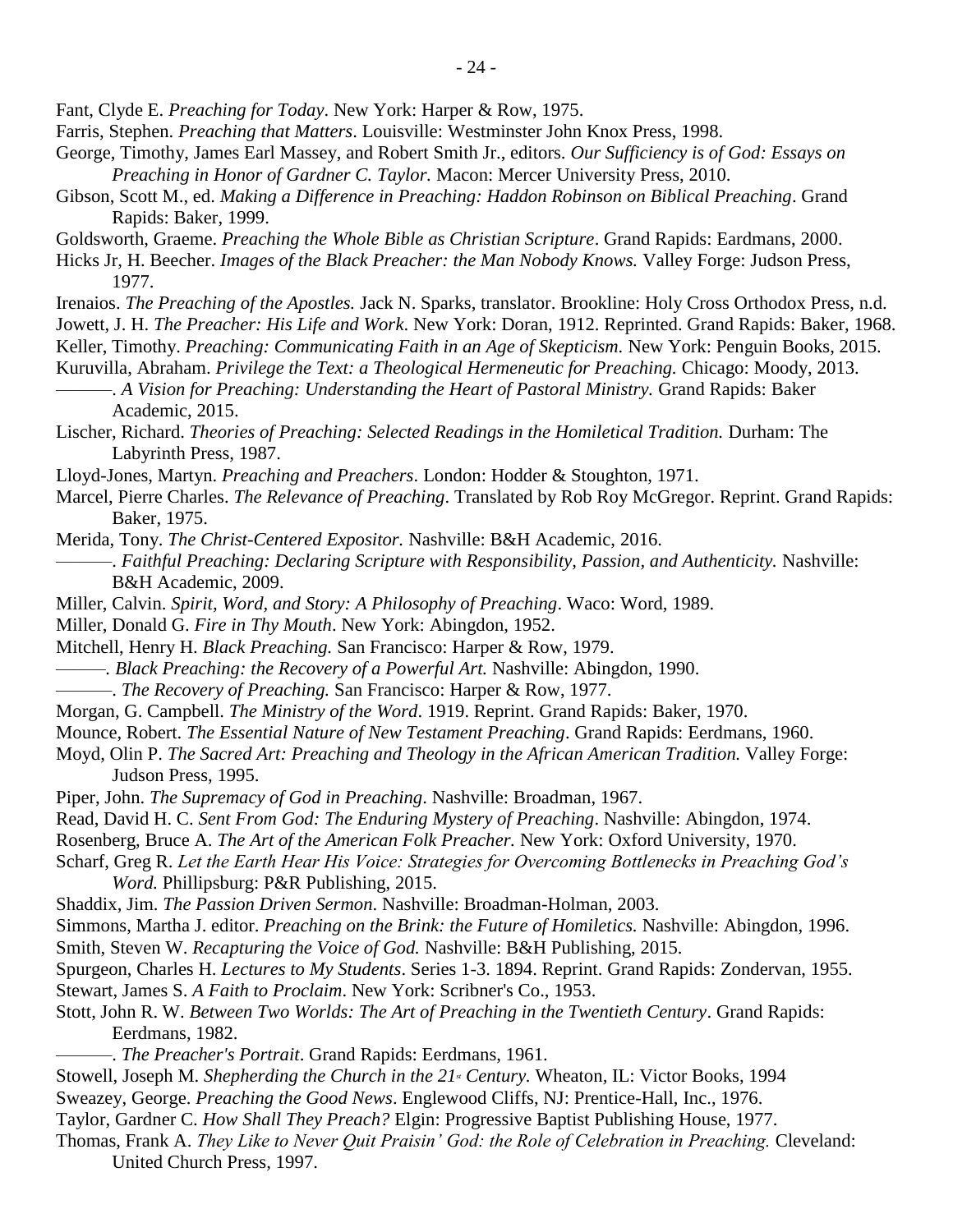Fant, Clyde E. *Preaching for Today*. New York: Harper & Row, 1975.

Farris, Stephen. *Preaching that Matters*. Louisville: Westminster John Knox Press, 1998.

George, Timothy, James Earl Massey, and Robert Smith Jr., editors. *Our Sufficiency is of God: Essays on Preaching in Honor of Gardner C. Taylor.* Macon: Mercer University Press, 2010.

Gibson, Scott M., ed. *Making a Difference in Preaching: Haddon Robinson on Biblical Preaching*. Grand Rapids: Baker, 1999.

Goldsworth, Graeme. *Preaching the Whole Bible as Christian Scripture*. Grand Rapids: Eerdmans, 2000.

Hicks Jr, H. Beecher. *Images of the Black Preacher: the Man Nobody Knows.* Valley Forge: Judson Press, 1977.

Irenaios. *The Preaching of the Apostles.* Jack N. Sparks, translator. Brookline: Holy Cross Orthodox Press, n.d.

Jowett, J. H. *The Preacher: His Life and Work*. New York: Doran, 1912. Reprinted. Grand Rapids: Baker, 1968.

Keller, Timothy. *Preaching: Communicating Faith in an Age of Skepticism.* New York: Penguin Books, 2015.

Kuruvilla, Abraham. *Privilege the Text: a Theological Hermeneutic for Preaching.* Chicago: Moody, 2013.

———. *A Vision for Preaching: Understanding the Heart of Pastoral Ministry.* Grand Rapids: Baker Academic, 2015.

Lischer, Richard. *Theories of Preaching: Selected Readings in the Homiletical Tradition.* Durham: The Labyrinth Press, 1987.

Lloyd-Jones, Martyn. *Preaching and Preachers*. London: Hodder & Stoughton, 1971.

Marcel, Pierre Charles. *The Relevance of Preaching*. Translated by Rob Roy McGregor. Reprint. Grand Rapids: Baker, 1975.

Merida, Tony. *The Christ-Centered Expositor.* Nashville: B&H Academic, 2016.

———. *Faithful Preaching: Declaring Scripture with Responsibility, Passion, and Authenticity.* Nashville: B&H Academic, 2009.

Miller, Calvin. *Spirit, Word, and Story: A Philosophy of Preaching*. Waco: Word, 1989.

Miller, Donald G. *Fire in Thy Mouth*. New York: Abingdon, 1952.

Mitchell, Henry H. *Black Preaching.* San Francisco: Harper & Row, 1979.

———. *Black Preaching: the Recovery of a Powerful Art.* Nashville: Abingdon, 1990.

———. *The Recovery of Preaching.* San Francisco: Harper & Row, 1977.

Morgan, G. Campbell. *The Ministry of the Word*. 1919. Reprint. Grand Rapids: Baker, 1970.

Mounce, Robert. *The Essential Nature of New Testament Preaching*. Grand Rapids: Eerdmans, 1960.

Moyd, Olin P. *The Sacred Art: Preaching and Theology in the African American Tradition.* Valley Forge: Judson Press, 1995.

Piper, John. *The Supremacy of God in Preaching*. Nashville: Broadman, 1967.

Read, David H. C. *Sent From God: The Enduring Mystery of Preaching*. Nashville: Abingdon, 1974.

Rosenberg, Bruce A. *The Art of the American Folk Preacher.* New York: Oxford University, 1970.

Scharf, Greg R. *Let the Earth Hear His Voice: Strategies for Overcoming Bottlenecks in Preaching God's Word.* Phillipsburg: P&R Publishing, 2015.

Shaddix, Jim. *The Passion Driven Sermon*. Nashville: Broadman-Holman, 2003.

Simmons, Martha J. editor. *Preaching on the Brink: the Future of Homiletics.* Nashville: Abingdon, 1996.

Smith, Steven W. *Recapturing the Voice of God.* Nashville: B&H Publishing, 2015.

Spurgeon, Charles H. *Lectures to My Students*. Series 1-3. 1894. Reprint. Grand Rapids: Zondervan, 1955.

Stewart, James S. *A Faith to Proclaim*. New York: Scribner's Co., 1953.

Stott, John R. W. *Between Two Worlds: The Art of Preaching in the Twentieth Century*. Grand Rapids: Eerdmans, 1982.

———. *The Preacher's Portrait*. Grand Rapids: Eerdmans, 1961.

Stowell, Joseph M. *Shepherding the Church in the 21st Century.* Wheaton, IL: Victor Books, 1994

Sweazey, George. *Preaching the Good News*. Englewood Cliffs, NJ: Prentice-Hall, Inc., 1976.

Taylor, Gardner C. *How Shall They Preach?* Elgin: Progressive Baptist Publishing House, 1977.

Thomas, Frank A. *They Like to Never Quit Praisin' God: the Role of Celebration in Preaching.* Cleveland: United Church Press, 1997.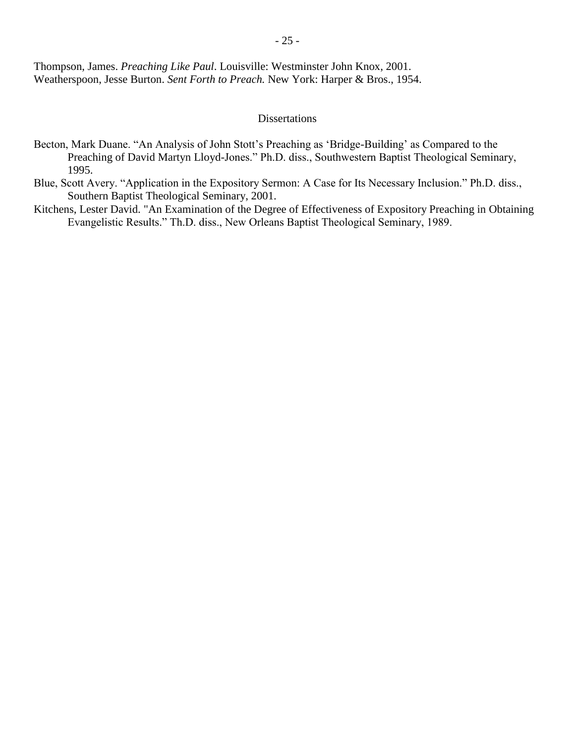Thompson, James. *Preaching Like Paul*. Louisville: Westminster John Knox, 2001.

Weatherspoon, Jesse Burton. *Sent Forth to Preach.* New York: Harper & Bros., 1954.

## Dissertations

Becton, Mark Duane. "An Analysis of John Stott's Preaching as 'Bridge-Building' as Compared to the Preaching of David Martyn Lloyd-Jones." Ph.D. diss., Southwestern Baptist Theological Seminary, 1995.

Blue, Scott Avery. "Application in the Expository Sermon: A Case for Its Necessary Inclusion." Ph.D. diss., Southern Baptist Theological Seminary, 2001.

Kitchens, Lester David. "An Examination of the Degree of Effectiveness of Expository Preaching in Obtaining Evangelistic Results." Th.D. diss., New Orleans Baptist Theological Seminary, 1989.